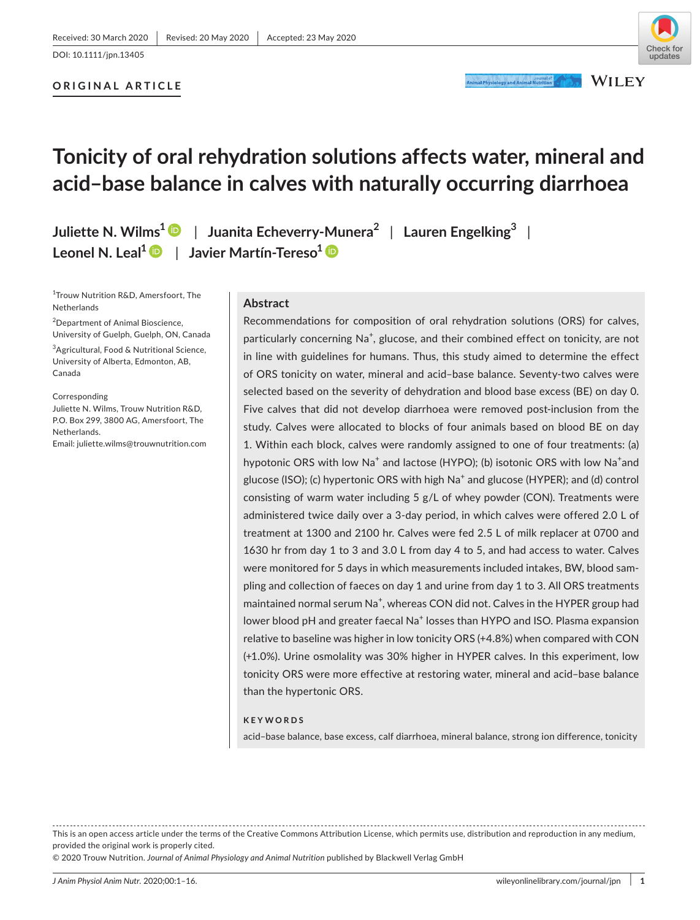Received: 30 March 2020 | Revised: 20 May 2020 | Accepted: 23 May 2020

DOI: 10.1111/jpn.13405

**ORIGINAL ARTICLE**

# Tonicity of oral rehydration solutions affects water, mineral and acid–base balance in calves with naturally occurring diarrhoea

**Juliette N. Wilms[1] | Juanita Echeverry-Munera[2] | Lauren Engelking[3] | Leonel N. Leal[1] | Javier Martín-Tereso[1]**

[1]Trouw Nutrition R&D, Amersfoort, The Netherlands

[2]Department of Animal Bioscience, University of Guelph, Guelph, ON, Canada

[3]Agricultural, Food & Nutritional Science, University of Alberta, Edmonton, AB, Canada

Corresponding
Juliette N. Wilms, Trouw Nutrition R&D, P.O. Box 299, 3800 AG, Amersfoort, The Netherlands.
Email: juliette.wilms@trouwnutrition.com

## Abstract

Recommendations for composition of oral rehydration solutions (ORS) for calves, particularly concerning $Na^+$, glucose, and their combined effect on tonicity, are not in line with guidelines for humans. Thus, this study aimed to determine the effect of ORS tonicity on water, mineral and acid–base balance. Seventy-two calves were selected based on the severity of dehydration and blood base excess (BE) on day 0. Five calves that did not develop diarrhoea were removed post-inclusion from the study. Calves were allocated to blocks of four animals based on blood BE on day 1. Within each block, calves were randomly assigned to one of four treatments: (a) hypotonic ORS with low $Na^+$ and lactose (HYPO); (b) isotonic ORS with low $Na^+$ and glucose (ISO); (c) hypertonic ORS with high $Na^+$ and glucose (HYPER); and (d) control consisting of warm water including 5 g/L of whey powder (CON). Treatments were administered twice daily over a 3-day period, in which calves were offered 2.0 L of treatment at 1300 and 2100 hr. Calves were fed 2.5 L of milk replacer at 0700 and 1630 hr from day 1 to 3 and 3.0 L from day 4 to 5, and had access to water. Calves were monitored for 5 days in which measurements included intakes, BW, blood sampling and collection of faeces on day 1 and urine from day 1 to 3. All ORS treatments maintained normal serum $Na^+$, whereas CON did not. Calves in the HYPER group had lower blood pH and greater faecal $Na^+$ losses than HYPO and ISO. Plasma expansion relative to baseline was higher in low tonicity ORS (+4.8%) when compared with CON (+1.0%). Urine osmolality was 30% higher in HYPER calves. In this experiment, low tonicity ORS were more effective at restoring water, mineral and acid–base balance than the hypertonic ORS.

**KEYWORDS**

acid–base balance, base excess, calf diarrhoea, mineral balance, strong ion difference, tonicity

---

This is an open access article under the terms of the Creative Commons Attribution License, which permits use, distribution and reproduction in any medium, provided the original work is properly cited.

© 2020 Trouw Nutrition. *Journal of Animal Physiology and Animal Nutrition* published by Blackwell Verlag GmbH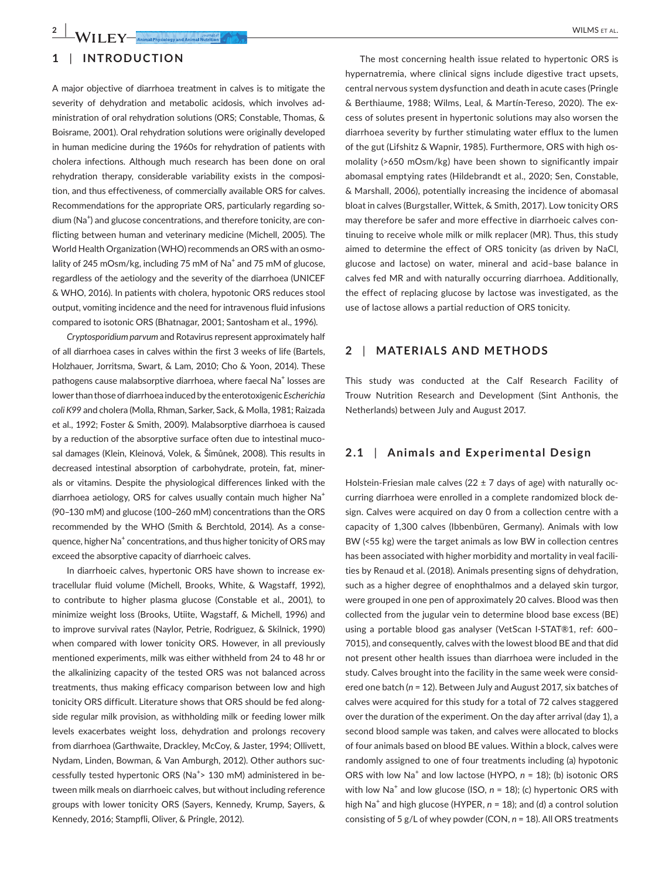## 1 | INTRODUCTION

A major objective of diarrhoea treatment in calves is to mitigate the severity of dehydration and metabolic acidosis, which involves administration of oral rehydration solutions (ORS; Constable, Thomas, & Boisrame, 2001). Oral rehydration solutions were originally developed in human medicine during the 1960s for rehydration of patients with cholera infections. Although much research has been done on oral rehydration therapy, considerable variability exists in the composition, and thus effectiveness, of commercially available ORS for calves. Recommendations for the appropriate ORS, particularly regarding sodium ($Na^+$) and glucose concentrations, and therefore tonicity, are conflicting between human and veterinary medicine (Michell, 2005). The World Health Organization (WHO) recommends an ORS with an osmolality of 245 mOsm/kg, including 75 mM of $Na^+$ and 75 mM of glucose, regardless of the aetiology and the severity of the diarrhoea (UNICEF & WHO, 2016). In patients with cholera, hypotonic ORS reduces stool output, vomiting incidence and the need for intravenous fluid infusions compared to isotonic ORS (Bhatnagar, 2001; Santosham et al., 1996).

*Cryptosporidium parvum* and Rotavirus represent approximately half of all diarrhoea cases in calves within the first 3 weeks of life (Bartels, Holzhauer, Jorritsma, Swart, & Lam, 2010; Cho & Yoon, 2014). These pathogens cause malabsorptive diarrhoea, where faecal $Na^+$ losses are lower than those of diarrhoea induced by the enterotoxigenic *Escherichia coli K99* and cholera (Molla, Rhman, Sarker, Sack, & Molla, 1981; Raizada et al., 1992; Foster & Smith, 2009). Malabsorptive diarrhoea is caused by a reduction of the absorptive surface often due to intestinal mucosal damages (Klein, Kleinová, Volek, & Šimůnek, 2008). This results in decreased intestinal absorption of carbohydrate, protein, fat, minerals or vitamins. Despite the physiological differences linked with the diarrhoea aetiology, ORS for calves usually contain much higher $Na^+$ (90–130 mM) and glucose (100–260 mM) concentrations than the ORS recommended by the WHO (Smith & Berchtold, 2014). As a consequence, higher $Na^+$ concentrations, and thus higher tonicity of ORS may exceed the absorptive capacity of diarrhoeic calves.

In diarrhoeic calves, hypertonic ORS have shown to increase extracellular fluid volume (Michell, Brooks, White, & Wagstaff, 1992), to contribute to higher plasma glucose (Constable et al., 2001), to minimize weight loss (Brooks, Utiite, Wagstaff, & Michell, 1996) and to improve survival rates (Naylor, Petrie, Rodriguez, & Skilnick, 1990) when compared with lower tonicity ORS. However, in all previously mentioned experiments, milk was either withheld from 24 to 48 hr or the alkalinizing capacity of the tested ORS was not balanced across treatments, thus making efficacy comparison between low and high tonicity ORS difficult. Literature shows that ORS should be fed alongside regular milk provision, as withholding milk or feeding lower milk levels exacerbates weight loss, dehydration and prolongs recovery from diarrhoea (Garthwaite, Drackley, McCoy, & Jaster, 1994; Ollivett, Nydam, Linden, Bowman, & Van Amburgh, 2012). Other authors successfully tested hypertonic ORS ($Na^+$> 130 mM) administered in between milk meals on diarrhoeic calves, but without including reference groups with lower tonicity ORS (Sayers, Kennedy, Krump, Sayers, & Kennedy, 2016; Stampfli, Oliver, & Pringle, 2012).

The most concerning health issue related to hypertonic ORS is hypernatremia, where clinical signs include digestive tract upsets, central nervous system dysfunction and death in acute cases (Pringle & Berthiaume, 1988; Wilms, Leal, & Martín-Tereso, 2020). The excess of solutes present in hypertonic solutions may also worsen the diarrhoea severity by further stimulating water efflux to the lumen of the gut (Lifshitz & Wapnir, 1985). Furthermore, ORS with high osmolality (>650 mOsm/kg) have been shown to significantly impair abomasal emptying rates (Hildebrandt et al., 2020; Sen, Constable, & Marshall, 2006), potentially increasing the incidence of abomasal bloat in calves (Burgstaller, Wittek, & Smith, 2017). Low tonicity ORS may therefore be safer and more effective in diarrhoeic calves continuing to receive whole milk or milk replacer (MR). Thus, this study aimed to determine the effect of ORS tonicity (as driven by NaCl, glucose and lactose) on water, mineral and acid–base balance in calves fed MR and with naturally occurring diarrhoea. Additionally, the effect of replacing glucose by lactose was investigated, as the use of lactose allows a partial reduction of ORS tonicity.

## 2 | MATERIALS AND METHODS

This study was conducted at the Calf Research Facility of Trouw Nutrition Research and Development (Sint Anthonis, the Netherlands) between July and August 2017.

### 2.1 | Animals and Experimental Design

Holstein-Friesian male calves (22 ± 7 days of age) with naturally occurring diarrhoea were enrolled in a complete randomized block design. Calves were acquired on day 0 from a collection centre with a capacity of 1,300 calves (Ibbenbüren, Germany). Animals with low BW (<55 kg) were the target animals as low BW in collection centres has been associated with higher morbidity and mortality in veal facilities by Renaud et al. (2018). Animals presenting signs of dehydration, such as a higher degree of enophthalmos and a delayed skin turgor, were grouped in one pen of approximately 20 calves. Blood was then collected from the jugular vein to determine blood base excess (BE) using a portable blood gas analyser (VetScan I-STAT®1, ref: 600–7015), and consequently, calves with the lowest blood BE and that did not present other health issues than diarrhoea were included in the study. Calves brought into the facility in the same week were considered one batch ($n$ = 12). Between July and August 2017, six batches of calves were acquired for this study for a total of 72 calves staggered over the duration of the experiment. On the day after arrival (day 1), a second blood sample was taken, and calves were allocated to blocks of four animals based on blood BE values. Within a block, calves were randomly assigned to one of four treatments including (a) hypotonic ORS with low $Na^+$ and low lactose (HYPO, $n$ = 18); (b) isotonic ORS with low $Na^+$ and low glucose (ISO, $n$ = 18); (c) hypertonic ORS with high $Na^+$ and high glucose (HYPER, $n$ = 18); and (d) a control solution consisting of 5 g/L of whey powder (CON, $n$ = 18). All ORS treatments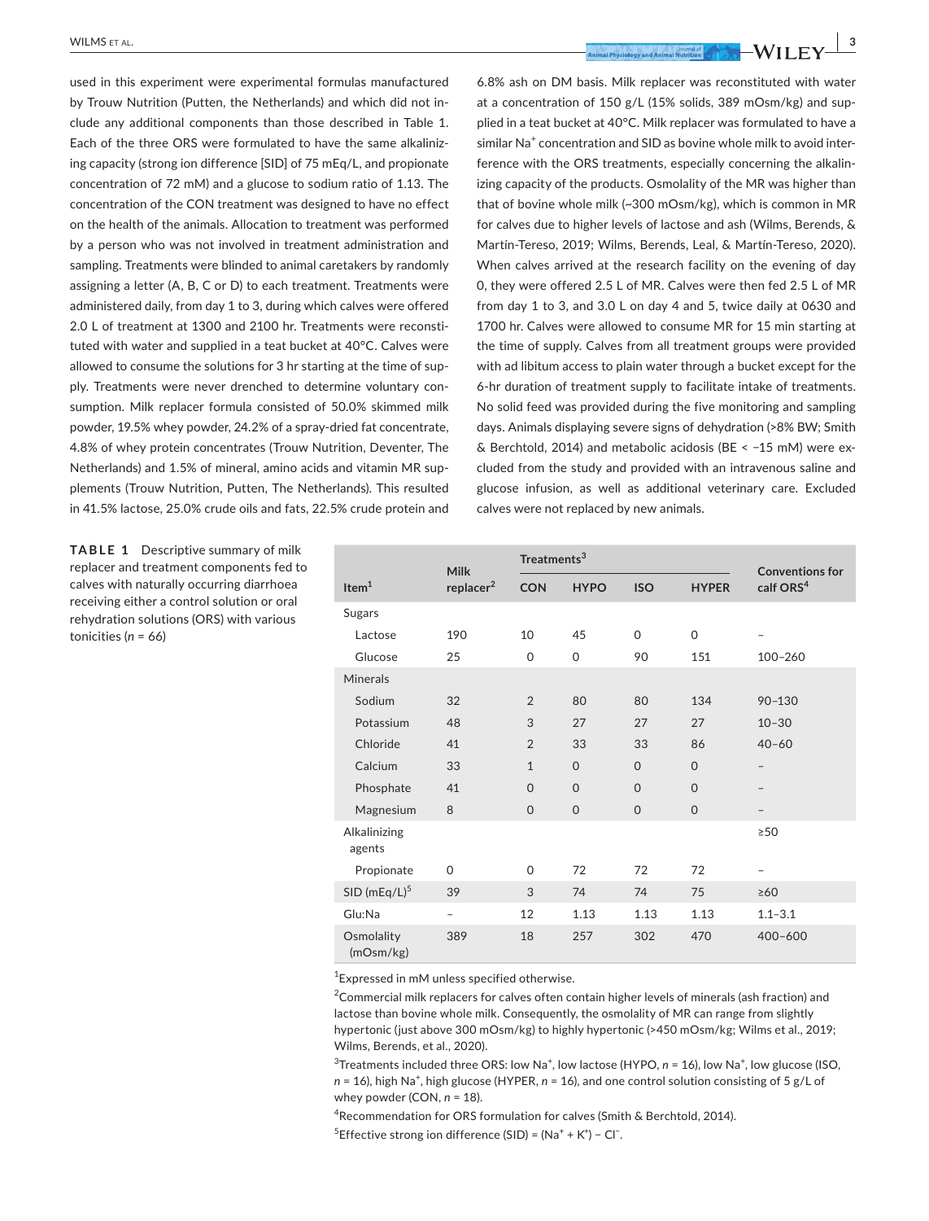used in this experiment were experimental formulas manufactured by Trouw Nutrition (Putten, the Netherlands) and which did not include any additional components than those described in Table 1. Each of the three ORS were formulated to have the same alkalinizing capacity (strong ion difference [SID] of 75 mEq/L, and propionate concentration of 72 mM) and a glucose to sodium ratio of 1.13. The concentration of the CON treatment was designed to have no effect on the health of the animals. Allocation to treatment was performed by a person who was not involved in treatment administration and sampling. Treatments were blinded to animal caretakers by randomly assigning a letter (A, B, C or D) to each treatment. Treatments were administered daily, from day 1 to 3, during which calves were offered 2.0 L of treatment at 1300 and 2100 hr. Treatments were reconstituted with water and supplied in a teat bucket at 40°C. Calves were allowed to consume the solutions for 3 hr starting at the time of supply. Treatments were never drenched to determine voluntary consumption. Milk replacer formula consisted of 50.0% skimmed milk powder, 19.5% whey powder, 24.2% of a spray-dried fat concentrate, 4.8% of whey protein concentrates (Trouw Nutrition, Deventer, The Netherlands) and 1.5% of mineral, amino acids and vitamin MR supplements (Trouw Nutrition, Putten, The Netherlands). This resulted in 41.5% lactose, 25.0% crude oils and fats, 22.5% crude protein and 6.8% ash on DM basis. Milk replacer was reconstituted with water at a concentration of 150 g/L (15% solids, 389 mOsm/kg) and supplied in a teat bucket at 40°C. Milk replacer was formulated to have a similar $Na^+$ concentration and SID as bovine whole milk to avoid interference with the ORS treatments, especially concerning the alkalinizing capacity of the products. Osmolality of the MR was higher than that of bovine whole milk (~300 mOsm/kg), which is common in MR for calves due to higher levels of lactose and ash (Wilms, Berends, & Martín-Tereso, 2019; Wilms, Berends, Leal, & Martín-Tereso, 2020). When calves arrived at the research facility on the evening of day 0, they were offered 2.5 L of MR. Calves were then fed 2.5 L of MR from day 1 to 3, and 3.0 L on day 4 and 5, twice daily at 0630 and 1700 hr. Calves were allowed to consume MR for 15 min starting at the time of supply. Calves from all treatment groups were provided with ad libitum access to plain water through a bucket except for the 6-hr duration of treatment supply to facilitate intake of treatments. No solid feed was provided during the five monitoring and sampling days. Animals displaying severe signs of dehydration (>8% BW; Smith & Berchtold, 2014) and metabolic acidosis (BE < −15 mM) were excluded from the study and provided with an intravenous saline and glucose infusion, as well as additional veterinary care. Excluded calves were not replaced by new animals.

**TABLE 1** Descriptive summary of milk replacer and treatment components fed to calves with naturally occurring diarrhoea receiving either a control solution or oral rehydration solutions (ORS) with various tonicities (*n* = 66)

| Item[1] | Milk replacer[2] | Treatments[3] | | | | Conventions for calf ORS[4] |
|---|---|---|---|---|---|---|
| | | CON | HYPO | ISO | HYPER | |
| Sugars | | | | | | |
| Lactose | 190 | 10 | 45 | 0 | 0 | – |
| Glucose | 25 | 0 | 0 | 90 | 151 | 100–260 |
| Minerals | | | | | | |
| Sodium | 32 | 2 | 80 | 80 | 134 | 90–130 |
| Potassium | 48 | 3 | 27 | 27 | 27 | 10–30 |
| Chloride | 41 | 2 | 33 | 33 | 86 | 40–60 |
| Calcium | 33 | 1 | 0 | 0 | 0 | – |
| Phosphate | 41 | 0 | 0 | 0 | 0 | – |
| Magnesium | 8 | 0 | 0 | 0 | 0 | – |
| Alkalinizing agents | | | | | | ≥50 |
| Propionate | 0 | 0 | 72 | 72 | 72 | – |
| SID (mEq/L)[5] | 39 | 3 | 74 | 74 | 75 | ≥60 |
| Glu:Na | – | 12 | 1.13 | 1.13 | 1.13 | 1.1–3.1 |
| Osmolality (mOsm/kg) | 389 | 18 | 257 | 302 | 470 | 400–600 |

[1]Expressed in mM unless specified otherwise.

[2]Commercial milk replacers for calves often contain higher levels of minerals (ash fraction) and lactose than bovine whole milk. Consequently, the osmolality of MR can range from slightly hypertonic (just above 300 mOsm/kg) to highly hypertonic (>450 mOsm/kg; Wilms et al., 2019; Wilms, Berends, et al., 2020).

[3]Treatments included three ORS: low $Na^+$, low lactose (HYPO, *n* = 16), low $Na^+$, low glucose (ISO, *n* = 16), high $Na^+$, high glucose (HYPER, *n* = 16), and one control solution consisting of 5 g/L of whey powder (CON, *n* = 18).

[4]Recommendation for ORS formulation for calves (Smith & Berchtold, 2014).

[5]Effective strong ion difference (SID) = $(Na^+ + K^+) - Cl^-$.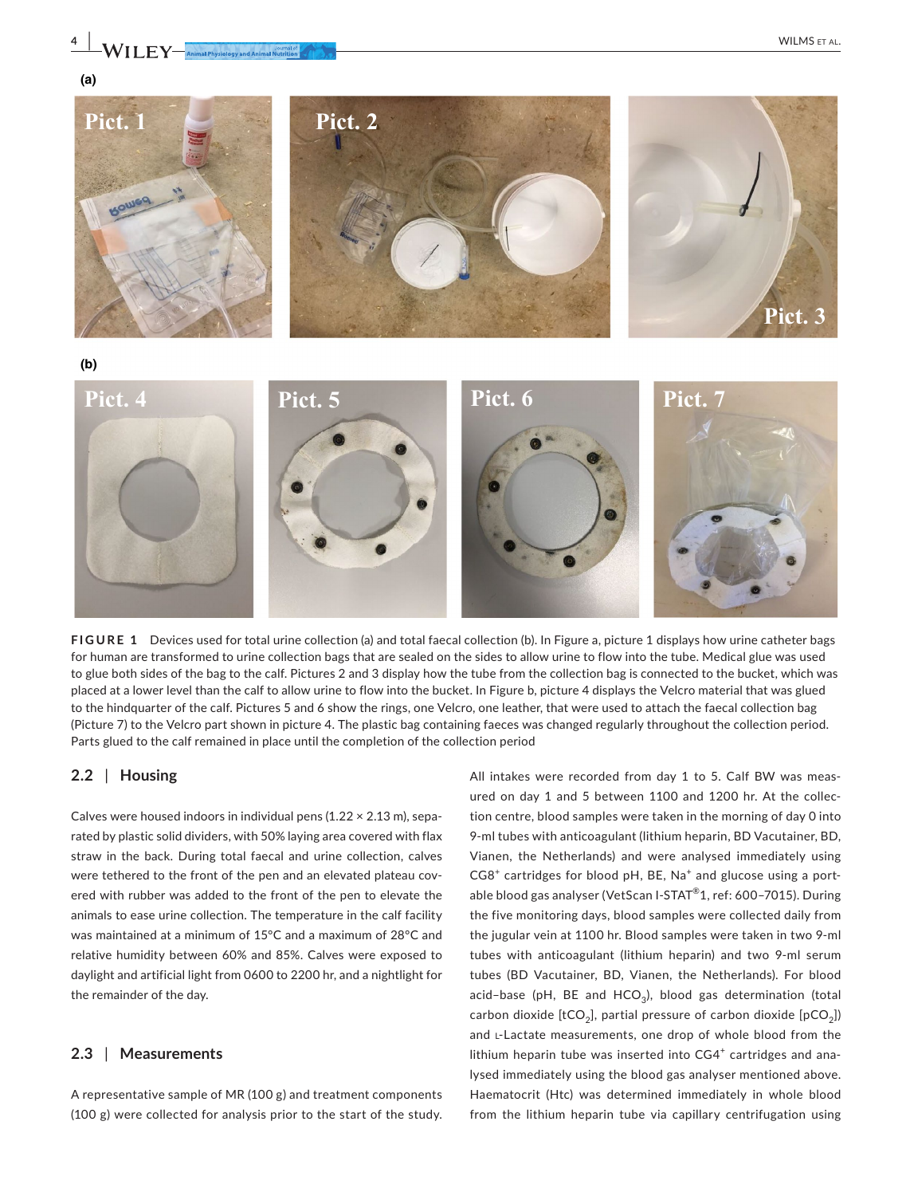**FIGURE 1** Devices used for total urine collection (a) and total faecal collection (b). In Figure a, picture 1 displays how urine catheter bags for human are transformed to urine collection bags that are sealed on the sides to allow urine to flow into the tube. Medical glue was used to glue both sides of the bag to the calf. Pictures 2 and 3 display how the tube from the collection bag is connected to the bucket, which was placed at a lower level than the calf to allow urine to flow into the bucket. In Figure b, picture 4 displays the Velcro material that was glued to the hindquarter of the calf. Pictures 5 and 6 show the rings, one Velcro, one leather, that were used to attach the faecal collection bag (Picture 7) to the Velcro part shown in picture 4. The plastic bag containing faeces was changed regularly throughout the collection period. Parts glued to the calf remained in place until the completion of the collection period

### 2.2 | Housing

Calves were housed indoors in individual pens (1.22 × 2.13 m), separated by plastic solid dividers, with 50% laying area covered with flax straw in the back. During total faecal and urine collection, calves were tethered to the front of the pen and an elevated plateau covered with rubber was added to the front of the pen to elevate the animals to ease urine collection. The temperature in the calf facility was maintained at a minimum of 15°C and a maximum of 28°C and relative humidity between 60% and 85%. Calves were exposed to daylight and artificial light from 0600 to 2200 hr, and a nightlight for the remainder of the day.

### 2.3 | Measurements

A representative sample of MR (100 g) and treatment components (100 g) were collected for analysis prior to the start of the study. All intakes were recorded from day 1 to 5. Calf BW was measured on day 1 and 5 between 1100 and 1200 hr. At the collection centre, blood samples were taken in the morning of day 0 into 9-ml tubes with anticoagulant (lithium heparin, BD Vacutainer, BD, Vianen, the Netherlands) and were analysed immediately using CG8[+] cartridges for blood pH, BE, $Na^+$ and glucose using a portable blood gas analyser (VetScan I-STAT®1, ref: 600–7015). During the five monitoring days, blood samples were collected daily from the jugular vein at 1100 hr. Blood samples were taken in two 9-ml tubes with anticoagulant (lithium heparin) and two 9-ml serum tubes (BD Vacutainer, BD, Vianen, the Netherlands). For blood acid–base (pH, BE and $HCO_3$), blood gas determination (total carbon dioxide [$tCO_2$], partial pressure of carbon dioxide [$pCO_2$]) and L-Lactate measurements, one drop of whole blood from the lithium heparin tube was inserted into CG4[+] cartridges and analysed immediately using the blood gas analyser mentioned above. Haematocrit (Htc) was determined immediately in whole blood from the lithium heparin tube via capillary centrifugation using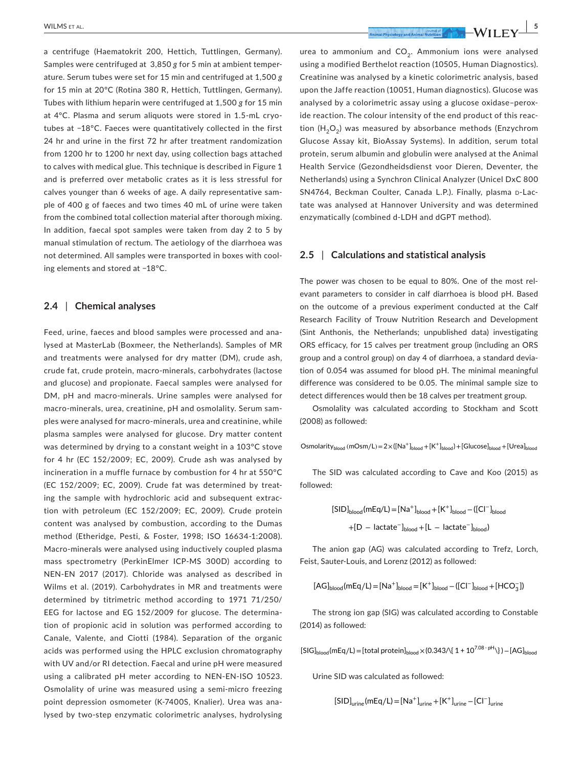a centrifuge (Haematokrit 200, Hettich, Tuttlingen, Germany). Samples were centrifuged at 3,850 *g* for 5 min at ambient temperature. Serum tubes were set for 15 min and centrifuged at 1,500 *g* for 15 min at 20°C (Rotina 380 R, Hettich, Tuttlingen, Germany). Tubes with lithium heparin were centrifuged at 1,500 *g* for 15 min at 4°C. Plasma and serum aliquots were stored in 1.5-mL cryotubes at −18°C. Faeces were quantitatively collected in the first 24 hr and urine in the first 72 hr after treatment randomization from 1200 hr to 1200 hr next day, using collection bags attached to calves with medical glue. This technique is described in Figure 1 and is preferred over metabolic crates as it is less stressful for calves younger than 6 weeks of age. A daily representative sample of 400 g of faeces and two times 40 mL of urine were taken from the combined total collection material after thorough mixing. In addition, faecal spot samples were taken from day 2 to 5 by manual stimulation of rectum. The aetiology of the diarrhoea was not determined. All samples were transported in boxes with cooling elements and stored at −18°C.

## 2.4 | Chemical analyses

Feed, urine, faeces and blood samples were processed and analysed at MasterLab (Boxmeer, the Netherlands). Samples of MR and treatments were analysed for dry matter (DM), crude ash, crude fat, crude protein, macro-minerals, carbohydrates (lactose and glucose) and propionate. Faecal samples were analysed for DM, pH and macro-minerals. Urine samples were analysed for macro-minerals, urea, creatinine, pH and osmolality. Serum samples were analysed for macro-minerals, urea and creatinine, while plasma samples were analysed for glucose. Dry matter content was determined by drying to a constant weight in a 103°C stove for 4 hr (EC 152/2009; EC, 2009). Crude ash was analysed by incineration in a muffle furnace by combustion for 4 hr at 550°C (EC 152/2009; EC, 2009). Crude fat was determined by treating the sample with hydrochloric acid and subsequent extraction with petroleum (EC 152/2009; EC, 2009). Crude protein content was analysed by combustion, according to the Dumas method (Etheridge, Pesti, & Foster, 1998; ISO 16634-1:2008). Macro-minerals were analysed using inductively coupled plasma mass spectrometry (PerkinElmer ICP-MS 300D) according to NEN-EN 2017 (2017). Chloride was analysed as described in Wilms et al. (2019). Carbohydrates in MR and treatments were determined by titrimetric method according to 1971 71/250/EEG for lactose and EG 152/2009 for glucose. The determination of propionic acid in solution was performed according to Canale, Valente, and Ciotti (1984). Separation of the organic acids was performed using the HPLC exclusion chromatography with UV and/or RI detection. Faecal and urine pH were measured using a calibrated pH meter according to NEN-EN-ISO 10523. Osmolality of urine was measured using a semi-micro freezing point depression osmometer (K-7400S, Knalier). Urea was analysed by two-step enzymatic colorimetric analyses, hydrolysing urea to ammonium and $CO_2$. Ammonium ions were analysed using a modified Berthelot reaction (10505, Human Diagnostics). Creatinine was analysed by a kinetic colorimetric analysis, based upon the Jaffe reaction (10051, Human diagnostics). Glucose was analysed by a colorimetric assay using a glucose oxidase–peroxide reaction. The colour intensity of the end product of this reaction ($H_2O_2$) was measured by absorbance methods (Enzychrom Glucose Assay kit, BioAssay Systems). In addition, serum total protein, serum albumin and globulin were analysed at the Animal Health Service (Gezondheidsdienst voor Dieren, Deventer, the Netherlands) using a Synchron Clinical Analyzer (Unicel DxC 800 SN4764, Beckman Coulter, Canada L.P.). Finally, plasma D-Lactate was analysed at Hannover University and was determined enzymatically (combined d-LDH and dGPT method).

## 2.5 | Calculations and statistical analysis

The power was chosen to be equal to 80%. One of the most relevant parameters to consider in calf diarrhoea is blood pH. Based on the outcome of a previous experiment conducted at the Calf Research Facility of Trouw Nutrition Research and Development (Sint Anthonis, the Netherlands; unpublished data) investigating ORS efficacy, for 15 calves per treatment group (including an ORS group and a control group) on day 4 of diarrhoea, a standard deviation of 0.054 was assumed for blood pH. The minimal meaningful difference was considered to be 0.05. The minimal sample size to detect differences would then be 18 calves per treatment group.

Osmolality was calculated according to Stockham and Scott (2008) as followed:

$$\text{Osmolarity}_{\text{blood}}\,(\text{mOsm/L}) = 2 \times ([\text{Na}^+]_{\text{blood}} + [\text{K}^+]_{\text{blood}}) + [\text{Glucose}]_{\text{blood}} + [\text{Urea}]_{\text{blood}}$$

The SID was calculated according to Cave and Koo (2015) as followed:

$$[\text{SID}]_{\text{blood}}(\text{mEq/L}) = [\text{Na}^+]_{\text{blood}} + [\text{K}^+]_{\text{blood}} - ([\text{Cl}^-]_{\text{blood}} + [\text{D}-\text{lactate}^-]_{\text{blood}} + [\text{L}-\text{lactate}^-]_{\text{blood}})$$

The anion gap (AG) was calculated according to Trefz, Lorch, Feist, Sauter-Louis, and Lorenz (2012) as followed:

$$[\text{AG}]_{\text{blood}}(\text{mEq/L}) = [\text{Na}^+]_{\text{blood}} = [\text{K}^+]_{\text{blood}} - ([\text{Cl}^-]_{\text{blood}} + [\text{HCO}_3^-])$$

The strong ion gap (SIG) was calculated according to Constable (2014) as followed:

$$[\text{SIG}]_{\text{blood}}(\text{mEq/L}) = [\text{total protein}]_{\text{blood}} \times (0.343/\{1 + 10^{7.08-\text{pH}}\}) - [\text{AG}]_{\text{blood}}$$

Urine SID was calculated as followed:

$$[\text{SID}]_{\text{urine}}(\text{mEq/L}) = [\text{Na}^+]_{\text{urine}} + [\text{K}^+]_{\text{urine}} - [\text{Cl}^-]_{\text{urine}}$$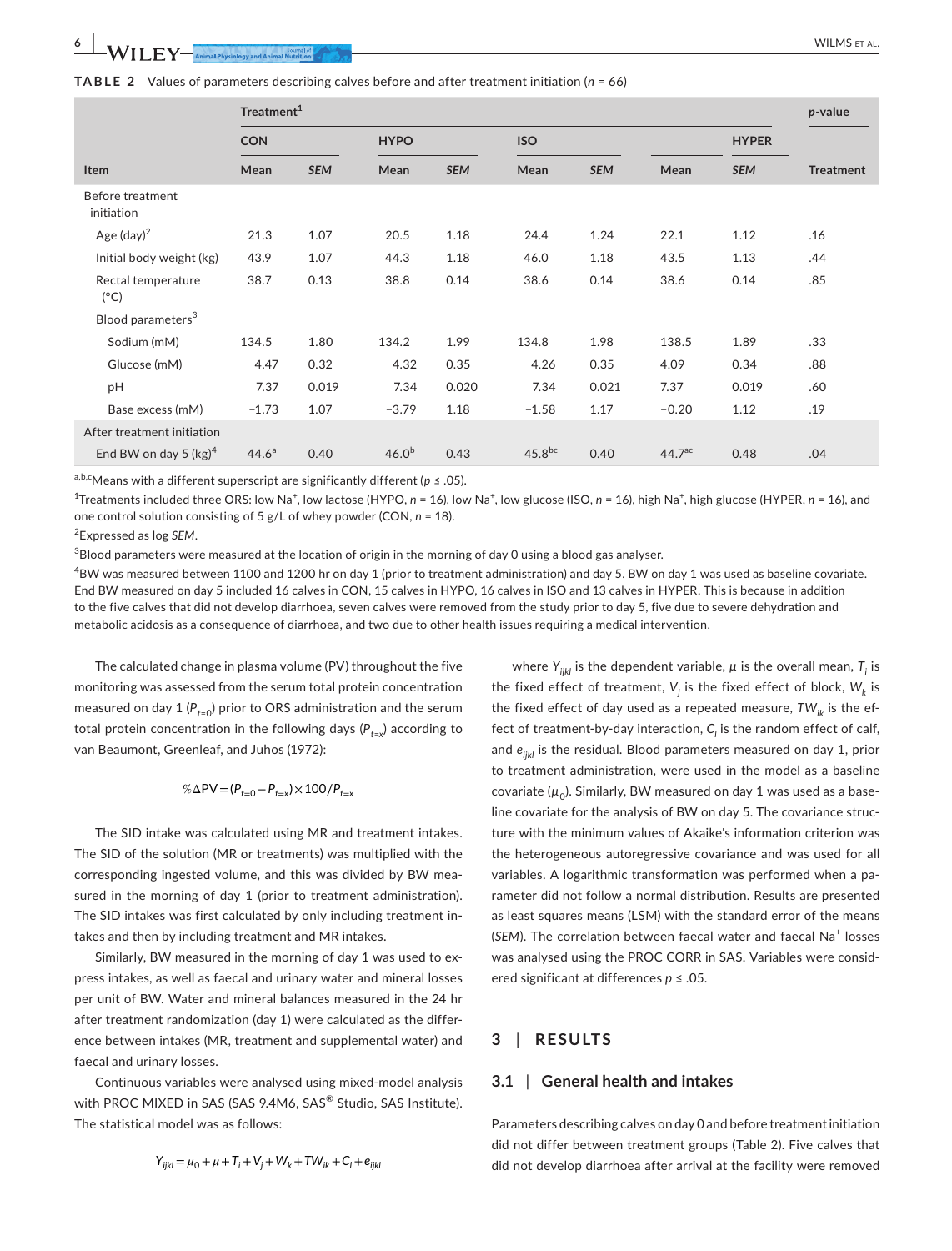**TABLE 2** Values of parameters describing calves before and after treatment initiation (n = 66)

| Item | Treatment[1] | | | | | | | | p-value |
|---|---|---|---|---|---|---|---|---|---|
| | CON | | HYPO | | ISO | | HYPER | | |
| | Mean | SEM | Mean | SEM | Mean | SEM | Mean | SEM | Treatment |
| Before treatment initiation | | | | | | | | | |
| Age (day)[2] | 21.3 | 1.07 | 20.5 | 1.18 | 24.4 | 1.24 | 22.1 | 1.12 | .16 |
| Initial body weight (kg) | 43.9 | 1.07 | 44.3 | 1.18 | 46.0 | 1.18 | 43.5 | 1.13 | .44 |
| Rectal temperature (°C) | 38.7 | 0.13 | 38.8 | 0.14 | 38.6 | 0.14 | 38.6 | 0.14 | .85 |
| Blood parameters[3] | | | | | | | | | |
| Sodium (mM) | 134.5 | 1.80 | 134.2 | 1.99 | 134.8 | 1.98 | 138.5 | 1.89 | .33 |
| Glucose (mM) | 4.47 | 0.32 | 4.32 | 0.35 | 4.26 | 0.35 | 4.09 | 0.34 | .88 |
| pH | 7.37 | 0.019 | 7.34 | 0.020 | 7.34 | 0.021 | 7.37 | 0.019 | .60 |
| Base excess (mM) | −1.73 | 1.07 | −3.79 | 1.18 | −1.58 | 1.17 | −0.20 | 1.12 | .19 |
| After treatment initiation | | | | | | | | | |
| End BW on day 5 (kg)[4] | 44.6[a] | 0.40 | 46.0[b] | 0.43 | 45.8[bc] | 0.40 | 44.7[ac] | 0.48 | .04 |

[a,b,c]Means with a different superscript are significantly different ($p \le .05$).

[1]Treatments included three ORS: low $Na^+$, low lactose (HYPO, n = 16), low $Na^+$, low glucose (ISO, n = 16), high $Na^+$, high glucose (HYPER, n = 16), and one control solution consisting of 5 g/L of whey powder (CON, n = 18).

[2]Expressed as log SEM.

[3]Blood parameters were measured at the location of origin in the morning of day 0 using a blood gas analyser.

[4]BW was measured between 1100 and 1200 hr on day 1 (prior to treatment administration) and day 5. BW on day 1 was used as baseline covariate. End BW measured on day 5 included 16 calves in CON, 15 calves in HYPO, 16 calves in ISO and 13 calves in HYPER. This is because in addition to the five calves that did not develop diarrhoea, seven calves were removed from the study prior to day 5, five due to severe dehydration and metabolic acidosis as a consequence of diarrhoea, and two due to other health issues requiring a medical intervention.

The calculated change in plasma volume (PV) throughout the five monitoring was assessed from the serum total protein concentration measured on day 1 ($P_{t=0}$) prior to ORS administration and the serum total protein concentration in the following days ($P_{t=x}$) according to van Beaumont, Greenleaf, and Juhos (1972):

$$\%\Delta PV = (P_{t=0} - P_{t=x}) \times 100 / P_{t=x}$$

The SID intake was calculated using MR and treatment intakes. The SID of the solution (MR or treatments) was multiplied with the corresponding ingested volume, and this was divided by BW measured in the morning of day 1 (prior to treatment administration). The SID intakes was first calculated by only including treatment intakes and then by including treatment and MR intakes.

Similarly, BW measured in the morning of day 1 was used to express intakes, as well as faecal and urinary water and mineral losses per unit of BW. Water and mineral balances measured in the 24 hr after treatment randomization (day 1) were calculated as the difference between intakes (MR, treatment and supplemental water) and faecal and urinary losses.

Continuous variables were analysed using mixed-model analysis with PROC MIXED in SAS (SAS 9.4M6, SAS® Studio, SAS Institute). The statistical model was as follows:

$$Y_{ijkl} = \mu_0 + \mu + T_i + V_j + W_k + TW_{ik} + C_l + e_{ijkl}$$

where $Y_{ijkl}$ is the dependent variable, $\mu$ is the overall mean, $T_i$ is the fixed effect of treatment, $V_j$ is the fixed effect of block, $W_k$ is the fixed effect of day used as a repeated measure, $TW_{ik}$ is the effect of treatment-by-day interaction, $C_l$ is the random effect of calf, and $e_{ijkl}$ is the residual. Blood parameters measured on day 1, prior to treatment administration, were used in the model as a baseline covariate ($\mu_0$). Similarly, BW measured on day 1 was used as a baseline covariate for the analysis of BW on day 5. The covariance structure with the minimum values of Akaike's information criterion was the heterogeneous autoregressive covariance and was used for all variables. A logarithmic transformation was performed when a parameter did not follow a normal distribution. Results are presented as least squares means (LSM) with the standard error of the means (SEM). The correlation between faecal water and faecal $Na^+$ losses was analysed using the PROC CORR in SAS. Variables were considered significant at differences $p \le .05$.

## 3 | RESULTS

### 3.1 | General health and intakes

Parameters describing calves on day 0 and before treatment initiation did not differ between treatment groups (Table 2). Five calves that did not develop diarrhoea after arrival at the facility were removed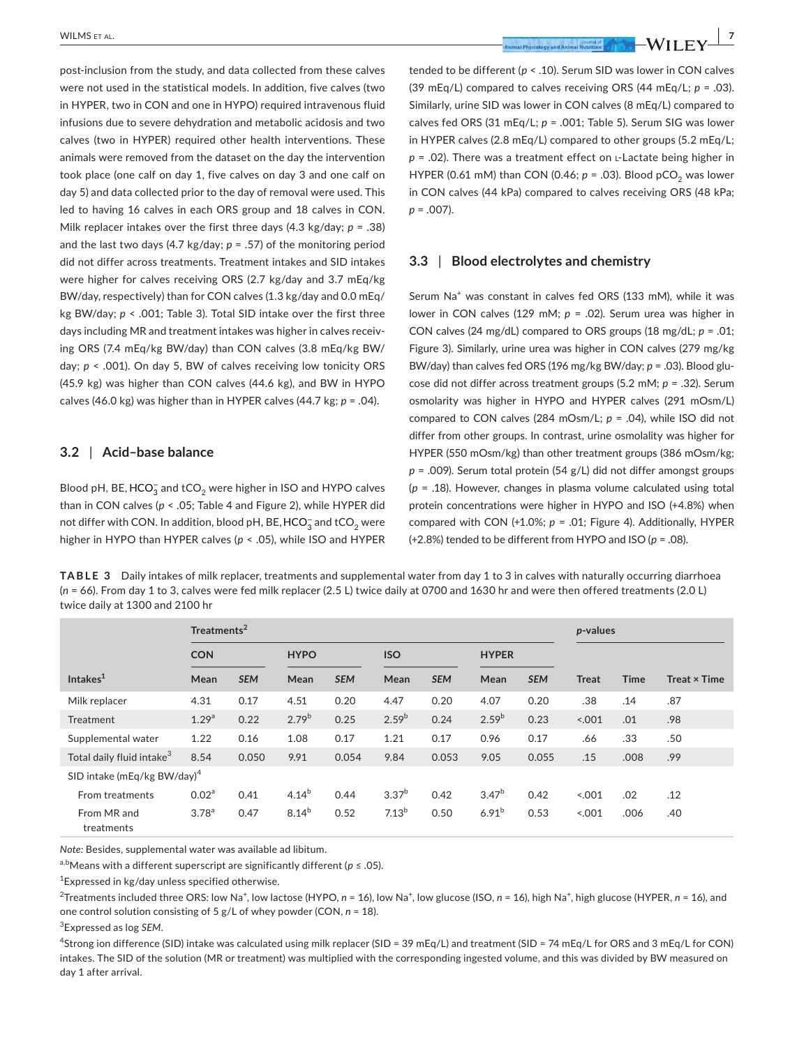post-inclusion from the study, and data collected from these calves were not used in the statistical models. In addition, five calves (two in HYPER, two in CON and one in HYPO) required intravenous fluid infusions due to severe dehydration and metabolic acidosis and two calves (two in HYPER) required other health interventions. These animals were removed from the dataset on the day the intervention took place (one calf on day 1, five calves on day 3 and one calf on day 5) and data collected prior to the day of removal were used. This led to having 16 calves in each ORS group and 18 calves in CON. Milk replacer intakes over the first three days (4.3 kg/day; $p = .38$) and the last two days (4.7 kg/day; $p = .57$) of the monitoring period did not differ across treatments. Treatment intakes and SID intakes were higher for calves receiving ORS (2.7 kg/day and 3.7 mEq/kg BW/day, respectively) than for CON calves (1.3 kg/day and 0.0 mEq/kg BW/day; $p < .001$; Table 3). Total SID intake over the first three days including MR and treatment intakes was higher in calves receiving ORS (7.4 mEq/kg BW/day) than CON calves (3.8 mEq/kg BW/day; $p < .001$). On day 5, BW of calves receiving low tonicity ORS (45.9 kg) was higher than CON calves (44.6 kg), and BW in HYPO calves (46.0 kg) was higher than in HYPER calves (44.7 kg; $p = .04$).

### 3.2 | Acid–base balance

Blood pH, BE, $HCO_3^-$ and $tCO_2$ were higher in ISO and HYPO calves than in CON calves ($p < .05$; Table 4 and Figure 2), while HYPER did not differ with CON. In addition, blood pH, BE, $HCO_3^-$ and $tCO_2$ were higher in HYPO than HYPER calves ($p < .05$), while ISO and HYPER tended to be different ($p < .10$). Serum SID was lower in CON calves (39 mEq/L) compared to calves receiving ORS (44 mEq/L; $p = .03$). Similarly, urine SID was lower in CON calves (8 mEq/L) compared to calves fed ORS (31 mEq/L; $p = .001$; Table 5). Serum SIG was lower in HYPER calves (2.8 mEq/L) compared to other groups (5.2 mEq/L; $p = .02$). There was a treatment effect on L-Lactate being higher in HYPER (0.61 mM) than CON (0.46; $p = .03$). Blood $pCO_2$ was lower in CON calves (44 kPa) compared to calves receiving ORS (48 kPa; $p = .007$).

### 3.3 | Blood electrolytes and chemistry

Serum $Na^+$ was constant in calves fed ORS (133 mM), while it was lower in CON calves (129 mM; $p = .02$). Serum urea was higher in CON calves (24 mg/dL) compared to ORS groups (18 mg/dL; $p = .01$; Figure 3). Similarly, urine urea was higher in CON calves (279 mg/kg BW/day) than calves fed ORS (196 mg/kg BW/day; $p = .03$). Blood glucose did not differ across treatment groups (5.2 mM; $p = .32$). Serum osmolarity was higher in HYPO and HYPER calves (291 mOsm/L) compared to CON calves (284 mOsm/L; $p = .04$), while ISO did not differ from other groups. In contrast, urine osmolality was higher for HYPER (550 mOsm/kg) than other treatment groups (386 mOsm/kg; $p = .009$). Serum total protein (54 g/L) did not differ amongst groups ($p = .18$). However, changes in plasma volume calculated using total protein concentrations were higher in HYPO and ISO (+4.8%) when compared with CON (+1.0%; $p = .01$; Figure 4). Additionally, HYPER (+2.8%) tended to be different from HYPO and ISO ($p = .08$).

**TABLE 3** Daily intakes of milk replacer, treatments and supplemental water from day 1 to 3 in calves with naturally occurring diarrhoea ($n = 66$). From day 1 to 3, calves were fed milk replacer (2.5 L) twice daily at 0700 and 1630 hr and were then offered treatments (2.0 L) twice daily at 1300 and 2100 hr

| | Treatments[2] | | | | | | | | *p*-values | | |
|---|---|---|---|---|---|---|---|---|---|---|---|
| | CON | | HYPO | | ISO | | HYPER | | | | |
| Intakes[1] | Mean | *SEM* | Mean | *SEM* | Mean | *SEM* | Mean | *SEM* | Treat | Time | Treat × Time |
| Milk replacer | 4.31 | 0.17 | 4.51 | 0.20 | 4.47 | 0.20 | 4.07 | 0.20 | .38 | .14 | .87 |
| Treatment | 1.29[a] | 0.22 | 2.79[b] | 0.25 | 2.59[b] | 0.24 | 2.59[b] | 0.23 | <.001 | .01 | .98 |
| Supplemental water | 1.22 | 0.16 | 1.08 | 0.17 | 1.21 | 0.17 | 0.96 | 0.17 | .66 | .33 | .50 |
| Total daily fluid intake[3] | 8.54 | 0.050 | 9.91 | 0.054 | 9.84 | 0.053 | 9.05 | 0.055 | .15 | .008 | .99 |
| SID intake (mEq/kg BW/day)[4] | | | | | | | | | | | |
| From treatments | 0.02[a] | 0.41 | 4.14[b] | 0.44 | 3.37[b] | 0.42 | 3.47[b] | 0.42 | <.001 | .02 | .12 |
| From MR and treatments | 3.78[a] | 0.47 | 8.14[b] | 0.52 | 7.13[b] | 0.50 | 6.91[b] | 0.53 | <.001 | .006 | .40 |

*Note:* Besides, supplemental water was available ad libitum.

[a,b]Means with a different superscript are significantly different ($p \leq .05$).

[1]Expressed in kg/day unless specified otherwise.

[2]Treatments included three ORS: low $Na^+$, low lactose (HYPO, $n = 16$), low $Na^+$, low glucose (ISO, $n = 16$), high $Na^+$, high glucose (HYPER, $n = 16$), and one control solution consisting of 5 g/L of whey powder (CON, $n = 18$).

[3]Expressed as log *SEM*.

[4]Strong ion difference (SID) intake was calculated using milk replacer (SID = 39 mEq/L) and treatment (SID = 74 mEq/L for ORS and 3 mEq/L for CON) intakes. The SID of the solution (MR or treatment) was multiplied with the corresponding ingested volume, and this was divided by BW measured on day 1 after arrival.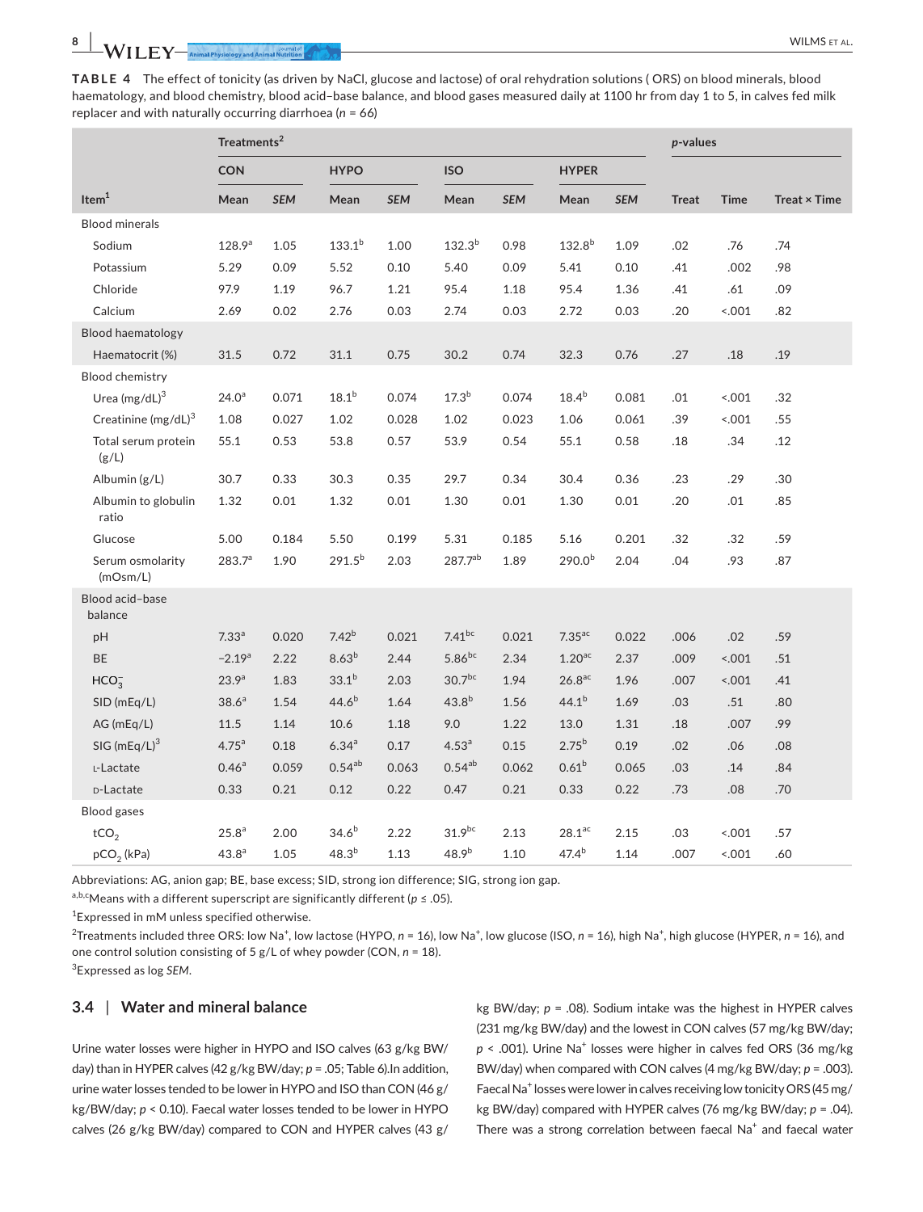**TABLE 4** The effect of tonicity (as driven by NaCl, glucose and lactose) of oral rehydration solutions ( ORS) on blood minerals, blood haematology, blood chemistry, blood acid–base balance, and blood gases measured daily at 1100 hr from day 1 to 5, in calves fed milk replacer and with naturally occurring diarrhoea ($n$ = 66)

| | Treatments[2] | | | | | | | | *p*-values | | |
|---|---|---|---|---|---|---|---|---|---|---|---|
| | CON | | HYPO | | ISO | | HYPER | | | | |
| Item[1] | Mean | *SEM* | Mean | *SEM* | Mean | *SEM* | Mean | *SEM* | Treat | Time | Treat × Time |
| Blood minerals | | | | | | | | | | | |
| Sodium | 128.9[a] | 1.05 | 133.1[b] | 1.00 | 132.3[b] | 0.98 | 132.8[b] | 1.09 | .02 | .76 | .74 |
| Potassium | 5.29 | 0.09 | 5.52 | 0.10 | 5.40 | 0.09 | 5.41 | 0.10 | .41 | .002 | .98 |
| Chloride | 97.9 | 1.19 | 96.7 | 1.21 | 95.4 | 1.18 | 95.4 | 1.36 | .41 | .61 | .09 |
| Calcium | 2.69 | 0.02 | 2.76 | 0.03 | 2.74 | 0.03 | 2.72 | 0.03 | .20 | <.001 | .82 |
| Blood haematology | | | | | | | | | | | |
| Haematocrit (%) | 31.5 | 0.72 | 31.1 | 0.75 | 30.2 | 0.74 | 32.3 | 0.76 | .27 | .18 | .19 |
| Blood chemistry | | | | | | | | | | | |
| Urea (mg/dL)[3] | 24.0[a] | 0.071 | 18.1[b] | 0.074 | 17.3[b] | 0.074 | 18.4[b] | 0.081 | .01 | <.001 | .32 |
| Creatinine (mg/dL)[3] | 1.08 | 0.027 | 1.02 | 0.028 | 1.02 | 0.023 | 1.06 | 0.061 | .39 | <.001 | .55 |
| Total serum protein (g/L) | 55.1 | 0.53 | 53.8 | 0.57 | 53.9 | 0.54 | 55.1 | 0.58 | .18 | .34 | .12 |
| Albumin (g/L) | 30.7 | 0.33 | 30.3 | 0.35 | 29.7 | 0.34 | 30.4 | 0.36 | .23 | .29 | .30 |
| Albumin to globulin ratio | 1.32 | 0.01 | 1.32 | 0.01 | 1.30 | 0.01 | 1.30 | 0.01 | .20 | .01 | .85 |
| Glucose | 5.00 | 0.184 | 5.50 | 0.199 | 5.31 | 0.185 | 5.16 | 0.201 | .32 | .32 | .59 |
| Serum osmolarity (mOsm/L) | 283.7[a] | 1.90 | 291.5[b] | 2.03 | 287.7[ab] | 1.89 | 290.0[b] | 2.04 | .04 | .93 | .87 |
| Blood acid–base balance | | | | | | | | | | | |
| pH | 7.33[a] | 0.020 | 7.42[b] | 0.021 | 7.41[bc] | 0.021 | 7.35[ac] | 0.022 | .006 | .02 | .59 |
| BE | −2.19[a] | 2.22 | 8.63[b] | 2.44 | 5.86[bc] | 2.34 | 1.20[ac] | 2.37 | .009 | <.001 | .51 |
| $HCO_3^-$ | 23.9[a] | 1.83 | 33.1[b] | 2.03 | 30.7[bc] | 1.94 | 26.8[ac] | 1.96 | .007 | <.001 | .41 |
| SID (mEq/L) | 38.6[a] | 1.54 | 44.6[b] | 1.64 | 43.8[b] | 1.56 | 44.1[b] | 1.69 | .03 | .51 | .80 |
| AG (mEq/L) | 11.5 | 1.14 | 10.6 | 1.18 | 9.0 | 1.22 | 13.0 | 1.31 | .18 | .007 | .99 |
| SIG (mEq/L)[3] | 4.75[a] | 0.18 | 6.34[a] | 0.17 | 4.53[a] | 0.15 | 2.75[b] | 0.19 | .02 | .06 | .08 |
| L-Lactate | 0.46[a] | 0.059 | 0.54[ab] | 0.063 | 0.54[ab] | 0.062 | 0.61[b] | 0.065 | .03 | .14 | .84 |
| D-Lactate | 0.33 | 0.21 | 0.12 | 0.22 | 0.47 | 0.21 | 0.33 | 0.22 | .73 | .08 | .70 |
| Blood gases | | | | | | | | | | | |
| $tCO_2$ | 25.8[a] | 2.00 | 34.6[b] | 2.22 | 31.9[bc] | 2.13 | 28.1[ac] | 2.15 | .03 | <.001 | .57 |
| $pCO_2$ (kPa) | 43.8[a] | 1.05 | 48.3[b] | 1.13 | 48.9[b] | 1.10 | 47.4[b] | 1.14 | .007 | <.001 | .60 |

Abbreviations: AG, anion gap; BE, base excess; SID, strong ion difference; SIG, strong ion gap.

[a,b,c]Means with a different superscript are significantly different ($p \le .05$).

[1]Expressed in mM unless specified otherwise.

[2]Treatments included three ORS: low Na$^+$, low lactose (HYPO, $n$ = 16), low Na$^+$, low glucose (ISO, $n$ = 16), high Na$^+$, high glucose (HYPER, $n$ = 16), and one control solution consisting of 5 g/L of whey powder (CON, $n$ = 18).

[3]Expressed as log *SEM*.

### 3.4 | Water and mineral balance

Urine water losses were higher in HYPO and ISO calves (63 g/kg BW/day) than in HYPER calves (42 g/kg BW/day; $p$ = .05; Table 6).In addition, urine water losses tended to be lower in HYPO and ISO than CON (46 g/kg/BW/day; $p$ < 0.10). Faecal water losses tended to be lower in HYPO calves (26 g/kg BW/day) compared to CON and HYPER calves (43 g/kg BW/day; $p$ = .08). Sodium intake was the highest in HYPER calves (231 mg/kg BW/day) and the lowest in CON calves (57 mg/kg BW/day; $p$ < .001). Urine Na$^+$ losses were higher in calves fed ORS (36 mg/kg BW/day) when compared with CON calves (4 mg/kg BW/day; $p$ = .003). Faecal Na$^+$ losses were lower in calves receiving low tonicity ORS (45 mg/kg BW/day) compared with HYPER calves (76 mg/kg BW/day; $p$ = .04). There was a strong correlation between faecal Na$^+$ and faecal water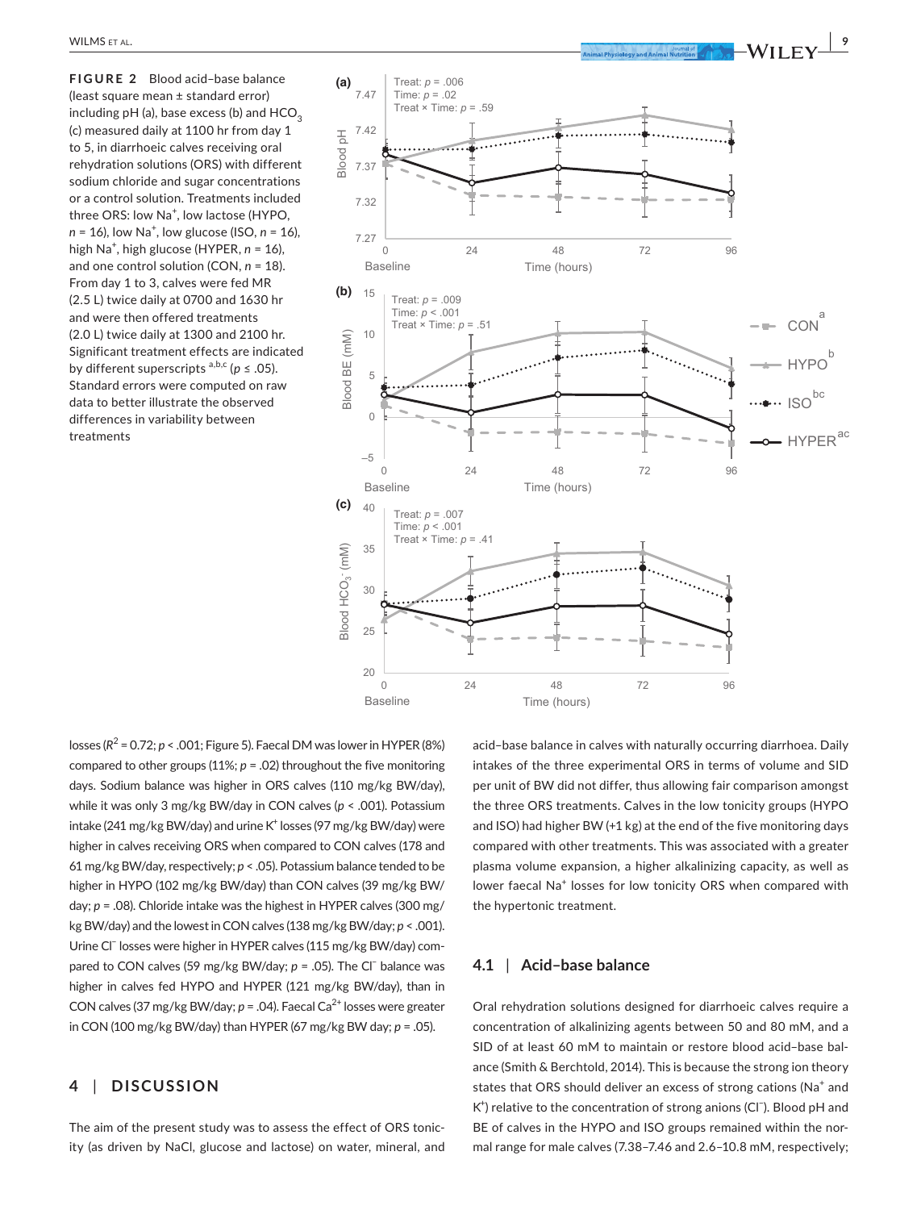**FIGURE 2** Blood acid–base balance (least square mean ± standard error) including pH (a), base excess (b) and $HCO_3$ (c) measured daily at 1100 hr from day 1 to 5, in diarrhoeic calves receiving oral rehydration solutions (ORS) with different sodium chloride and sugar concentrations or a control solution. Treatments included three ORS: low $Na^+$, low lactose (HYPO, *n* = 16), low $Na^+$, low glucose (ISO, *n* = 16), high $Na^+$, high glucose (HYPER, *n* = 16), and one control solution (CON, *n* = 18). From day 1 to 3, calves were fed MR (2.5 L) twice daily at 0700 and 1630 hr and were then offered treatments (2.0 L) twice daily at 1300 and 2100 hr. Significant treatment effects are indicated by different superscripts [a,b,c] ($p \le .05$). Standard errors were computed on raw data to better illustrate the observed differences in variability between treatments

losses ($R^2 = 0.72$; $p < .001$; Figure 5). Faecal DM was lower in HYPER (8%) compared to other groups (11%; $p = .02$) throughout the five monitoring days. Sodium balance was higher in ORS calves (110 mg/kg BW/day), while it was only 3 mg/kg BW/day in CON calves ($p < .001$). Potassium intake (241 mg/kg BW/day) and urine $K^+$ losses (97 mg/kg BW/day) were higher in calves receiving ORS when compared to CON calves (178 and 61 mg/kg BW/day, respectively; $p < .05$). Potassium balance tended to be higher in HYPO (102 mg/kg BW/day) than CON calves (39 mg/kg BW/day; $p = .08$). Chloride intake was the highest in HYPER calves (300 mg/kg BW/day) and the lowest in CON calves (138 mg/kg BW/day; $p < .001$). Urine $Cl^-$ losses were higher in HYPER calves (115 mg/kg BW/day) compared to CON calves (59 mg/kg BW/day; $p = .05$). The $Cl^-$ balance was higher in calves fed HYPO and HYPER (121 mg/kg BW/day), than in CON calves (37 mg/kg BW/day; $p = .04$). Faecal $Ca^{2+}$ losses were greater in CON (100 mg/kg BW/day) than HYPER (67 mg/kg BW day; $p = .05$).

## 4 | DISCUSSION

The aim of the present study was to assess the effect of ORS tonicity (as driven by NaCl, glucose and lactose) on water, mineral, and acid–base balance in calves with naturally occurring diarrhoea. Daily intakes of the three experimental ORS in terms of volume and SID per unit of BW did not differ, thus allowing fair comparison amongst the three ORS treatments. Calves in the low tonicity groups (HYPO and ISO) had higher BW (+1 kg) at the end of the five monitoring days compared with other treatments. This was associated with a greater plasma volume expansion, a higher alkalinizing capacity, as well as lower faecal $Na^+$ losses for low tonicity ORS when compared with the hypertonic treatment.

### 4.1 | Acid–base balance

Oral rehydration solutions designed for diarrhoeic calves require a concentration of alkalinizing agents between 50 and 80 mM, and a SID of at least 60 mM to maintain or restore blood acid–base balance (Smith & Berchtold, 2014). This is because the strong ion theory states that ORS should deliver an excess of strong cations ($Na^+$ and $K^+$) relative to the concentration of strong anions ($Cl^-$). Blood pH and BE of calves in the HYPO and ISO groups remained within the normal range for male calves (7.38–7.46 and 2.6–10.8 mM, respectively;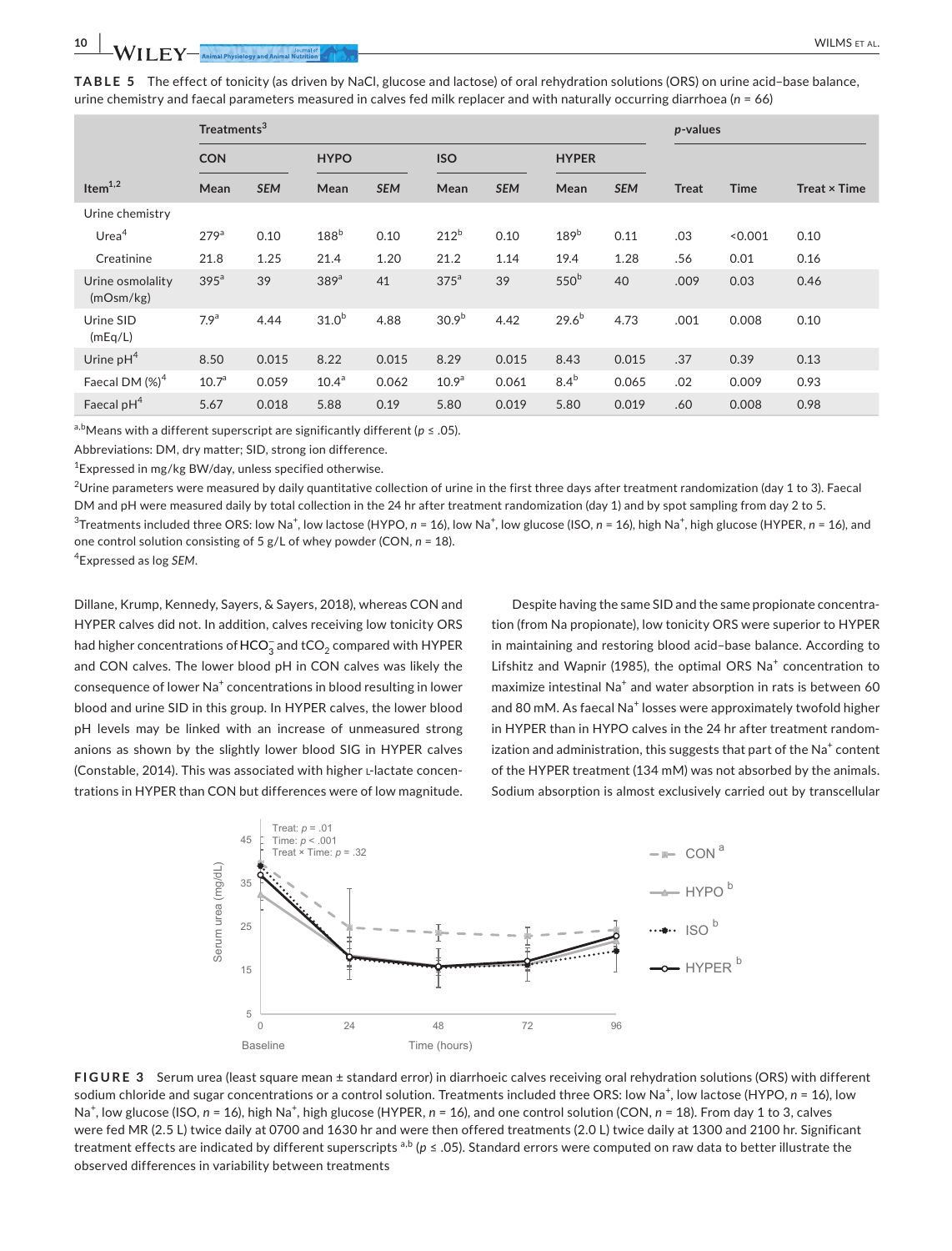**TABLE 5** The effect of tonicity (as driven by NaCl, glucose and lactose) of oral rehydration solutions (ORS) on urine acid–base balance, urine chemistry and faecal parameters measured in calves fed milk replacer and with naturally occurring diarrhoea ($n = 66$)

| Item[1,2] | Treatments[3] | | | | | | | | *p*-values | | |
|---|---|---|---|---|---|---|---|---|---|---|---|
| | CON | | HYPO | | ISO | | HYPER | | | | |
| | Mean | *SEM* | Mean | *SEM* | Mean | *SEM* | Mean | *SEM* | Treat | Time | Treat × Time |
| Urine chemistry | | | | | | | | | | | |
| Urea[4] | 279[a] | 0.10 | 188[b] | 0.10 | 212[b] | 0.10 | 189[b] | 0.11 | .03 | <0.001 | 0.10 |
| Creatinine | 21.8 | 1.25 | 21.4 | 1.20 | 21.2 | 1.14 | 19.4 | 1.28 | .56 | 0.01 | 0.16 |
| Urine osmolality (mOsm/kg) | 395[a] | 39 | 389[a] | 41 | 375[a] | 39 | 550[b] | 40 | .009 | 0.03 | 0.46 |
| Urine SID (mEq/L) | 7.9[a] | 4.44 | 31.0[b] | 4.88 | 30.9[b] | 4.42 | 29.6[b] | 4.73 | .001 | 0.008 | 0.10 |
| Urine pH[4] | 8.50 | 0.015 | 8.22 | 0.015 | 8.29 | 0.015 | 8.43 | 0.015 | .37 | 0.39 | 0.13 |
| Faecal DM (%)[4] | 10.7[a] | 0.059 | 10.4[a] | 0.062 | 10.9[a] | 0.061 | 8.4[b] | 0.065 | .02 | 0.009 | 0.93 |
| Faecal pH[4] | 5.67 | 0.018 | 5.88 | 0.19 | 5.80 | 0.019 | 5.80 | 0.019 | .60 | 0.008 | 0.98 |

[a,b]Means with a different superscript are significantly different ($p \le .05$).

Abbreviations: DM, dry matter; SID, strong ion difference.

[1]Expressed in mg/kg BW/day, unless specified otherwise.

[2]Urine parameters were measured by daily quantitative collection of urine in the first three days after treatment randomization (day 1 to 3). Faecal DM and pH were measured daily by total collection in the 24 hr after treatment randomization (day 1) and by spot sampling from day 2 to 5.

[3]Treatments included three ORS: low $Na^+$, low lactose (HYPO, $n = 16$), low $Na^+$, low glucose (ISO, $n = 16$), high $Na^+$, high glucose (HYPER, $n = 16$), and one control solution consisting of 5 g/L of whey powder (CON, $n = 18$).

[4]Expressed as log *SEM*.

Dillane, Krump, Kennedy, Sayers, & Sayers, 2018), whereas CON and HYPER calves did not. In addition, calves receiving low tonicity ORS had higher concentrations of $HCO_3^-$ and $tCO_2$ compared with HYPER and CON calves. The lower blood pH in CON calves was likely the consequence of lower $Na^+$ concentrations in blood resulting in lower blood and urine SID in this group. In HYPER calves, the lower blood pH levels may be linked with an increase of unmeasured strong anions as shown by the slightly lower blood SIG in HYPER calves (Constable, 2014). This was associated with higher L-lactate concentrations in HYPER than CON but differences were of low magnitude.

Despite having the same SID and the same propionate concentration (from Na propionate), low tonicity ORS were superior to HYPER in maintaining and restoring blood acid–base balance. According to Lifshitz and Wapnir (1985), the optimal ORS $Na^+$ concentration to maximize intestinal $Na^+$ and water absorption in rats is between 60 and 80 mM. As faecal $Na^+$ losses were approximately twofold higher in HYPER than in HYPO calves in the 24 hr after treatment randomization and administration, this suggests that part of the $Na^+$ content of the HYPER treatment (134 mM) was not absorbed by the animals. Sodium absorption is almost exclusively carried out by transcellular

**FIGURE 3** Serum urea (least square mean ± standard error) in diarrhoeic calves receiving oral rehydration solutions (ORS) with different sodium chloride and sugar concentrations or a control solution. Treatments included three ORS: low $Na^+$, low lactose (HYPO, $n = 16$), low $Na^+$, low glucose (ISO, $n = 16$), high $Na^+$, high glucose (HYPER, $n = 16$), and one control solution (CON, $n = 18$). From day 1 to 3, calves were fed MR (2.5 L) twice daily at 0700 and 1630 hr and were then offered treatments (2.0 L) twice daily at 1300 and 2100 hr. Significant treatment effects are indicated by different superscripts [a,b] ($p \le .05$). Standard errors were computed on raw data to better illustrate the observed differences in variability between treatments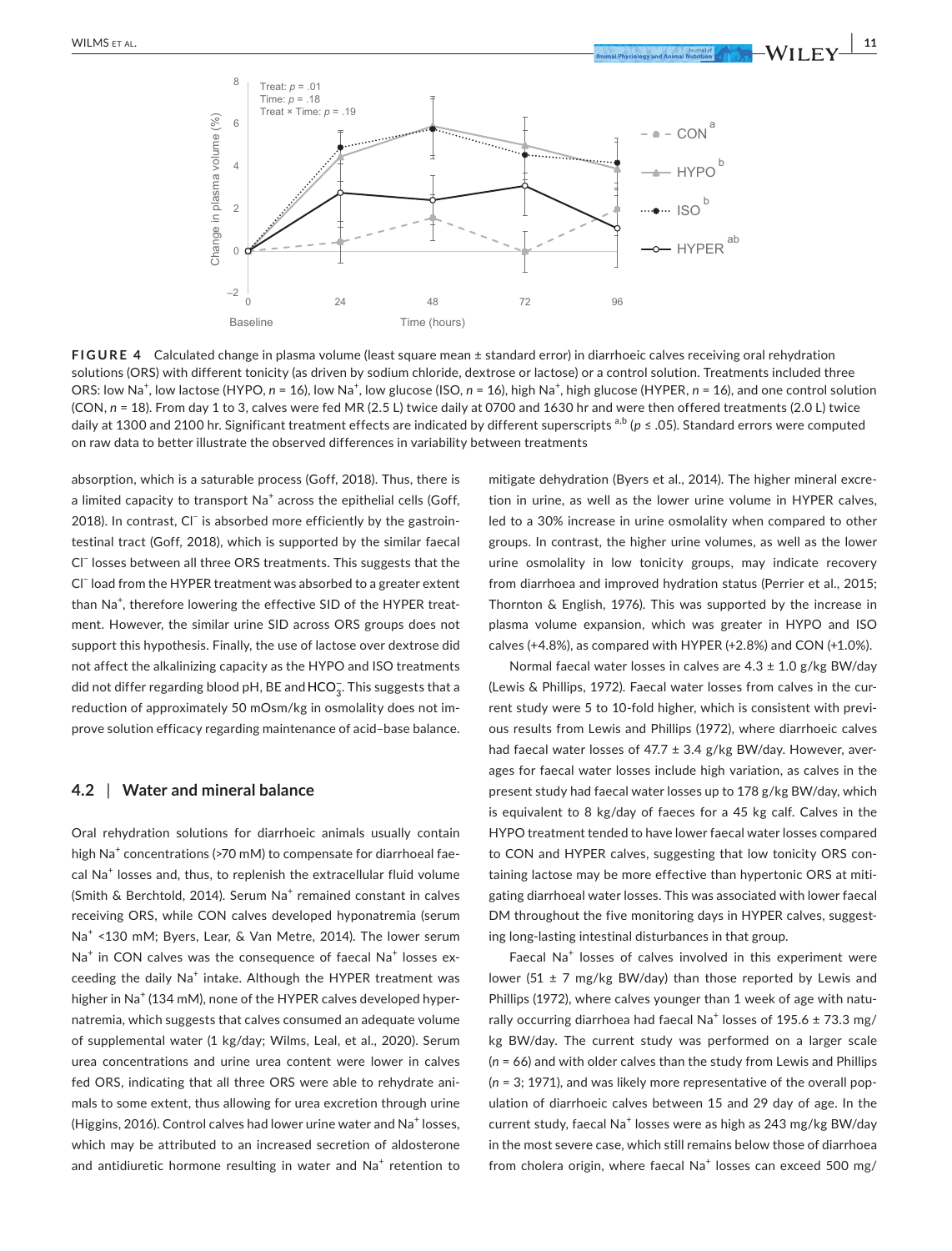**FIGURE 4** Calculated change in plasma volume (least square mean ± standard error) in diarrhoeic calves receiving oral rehydration solutions (ORS) with different tonicity (as driven by sodium chloride, dextrose or lactose) or a control solution. Treatments included three ORS: low $Na^+$, low lactose (HYPO, $n$ = 16), low $Na^+$, low glucose (ISO, $n$ = 16), high $Na^+$, high glucose (HYPER, $n$ = 16), and one control solution (CON, $n$ = 18). From day 1 to 3, calves were fed MR (2.5 L) twice daily at 0700 and 1630 hr and were then offered treatments (2.0 L) twice daily at 1300 and 2100 hr. Significant treatment effects are indicated by different superscripts [a,b] ($p \le .05$). Standard errors were computed on raw data to better illustrate the observed differences in variability between treatments

absorption, which is a saturable process (Goff, 2018). Thus, there is a limited capacity to transport $Na^+$ across the epithelial cells (Goff, 2018). In contrast, $Cl^-$ is absorbed more efficiently by the gastrointestinal tract (Goff, 2018), which is supported by the similar faecal $Cl^-$ losses between all three ORS treatments. This suggests that the $Cl^-$ load from the HYPER treatment was absorbed to a greater extent than $Na^+$, therefore lowering the effective SID of the HYPER treatment. However, the similar urine SID across ORS groups does not support this hypothesis. Finally, the use of lactose over dextrose did not affect the alkalinizing capacity as the HYPO and ISO treatments did not differ regarding blood pH, BE and $HCO_3^-$. This suggests that a reduction of approximately 50 mOsm/kg in osmolality does not improve solution efficacy regarding maintenance of acid–base balance.

## 4.2 | Water and mineral balance

Oral rehydration solutions for diarrhoeic animals usually contain high $Na^+$ concentrations (>70 mM) to compensate for diarrhoeal faecal $Na^+$ losses and, thus, to replenish the extracellular fluid volume (Smith & Berchtold, 2014). Serum $Na^+$ remained constant in calves receiving ORS, while CON calves developed hyponatremia (serum $Na^+$ <130 mM; Byers, Lear, & Van Metre, 2014). The lower serum $Na^+$ in CON calves was the consequence of faecal $Na^+$ losses exceeding the daily $Na^+$ intake. Although the HYPER treatment was higher in $Na^+$ (134 mM), none of the HYPER calves developed hypernatremia, which suggests that calves consumed an adequate volume of supplemental water (1 kg/day; Wilms, Leal, et al., 2020). Serum urea concentrations and urine urea content were lower in calves fed ORS, indicating that all three ORS were able to rehydrate animals to some extent, thus allowing for urea excretion through urine (Higgins, 2016). Control calves had lower urine water and $Na^+$ losses, which may be attributed to an increased secretion of aldosterone and antidiuretic hormone resulting in water and $Na^+$ retention to mitigate dehydration (Byers et al., 2014). The higher mineral excretion in urine, as well as the lower urine volume in HYPER calves, led to a 30% increase in urine osmolality when compared to other groups. In contrast, the higher urine volumes, as well as the lower urine osmolality in low tonicity groups, may indicate recovery from diarrhoea and improved hydration status (Perrier et al., 2015; Thornton & English, 1976). This was supported by the increase in plasma volume expansion, which was greater in HYPO and ISO calves (+4.8%), as compared with HYPER (+2.8%) and CON (+1.0%).

Normal faecal water losses in calves are 4.3 ± 1.0 g/kg BW/day (Lewis & Phillips, 1972). Faecal water losses from calves in the current study were 5 to 10-fold higher, which is consistent with previous results from Lewis and Phillips (1972), where diarrhoeic calves had faecal water losses of 47.7 ± 3.4 g/kg BW/day. However, averages for faecal water losses include high variation, as calves in the present study had faecal water losses up to 178 g/kg BW/day, which is equivalent to 8 kg/day of faeces for a 45 kg calf. Calves in the HYPO treatment tended to have lower faecal water losses compared to CON and HYPER calves, suggesting that low tonicity ORS containing lactose may be more effective than hypertonic ORS at mitigating diarrhoeal water losses. This was associated with lower faecal DM throughout the five monitoring days in HYPER calves, suggesting long-lasting intestinal disturbances in that group.

Faecal $Na^+$ losses of calves involved in this experiment were lower (51 ± 7 mg/kg BW/day) than those reported by Lewis and Phillips (1972), where calves younger than 1 week of age with naturally occurring diarrhoea had faecal $Na^+$ losses of 195.6 ± 73.3 mg/kg BW/day. The current study was performed on a larger scale ($n$ = 66) and with older calves than the study from Lewis and Phillips ($n$ = 3; 1971), and was likely more representative of the overall population of diarrhoeic calves between 15 and 29 day of age. In the current study, faecal $Na^+$ losses were as high as 243 mg/kg BW/day in the most severe case, which still remains below those of diarrhoea from cholera origin, where faecal $Na^+$ losses can exceed 500 mg/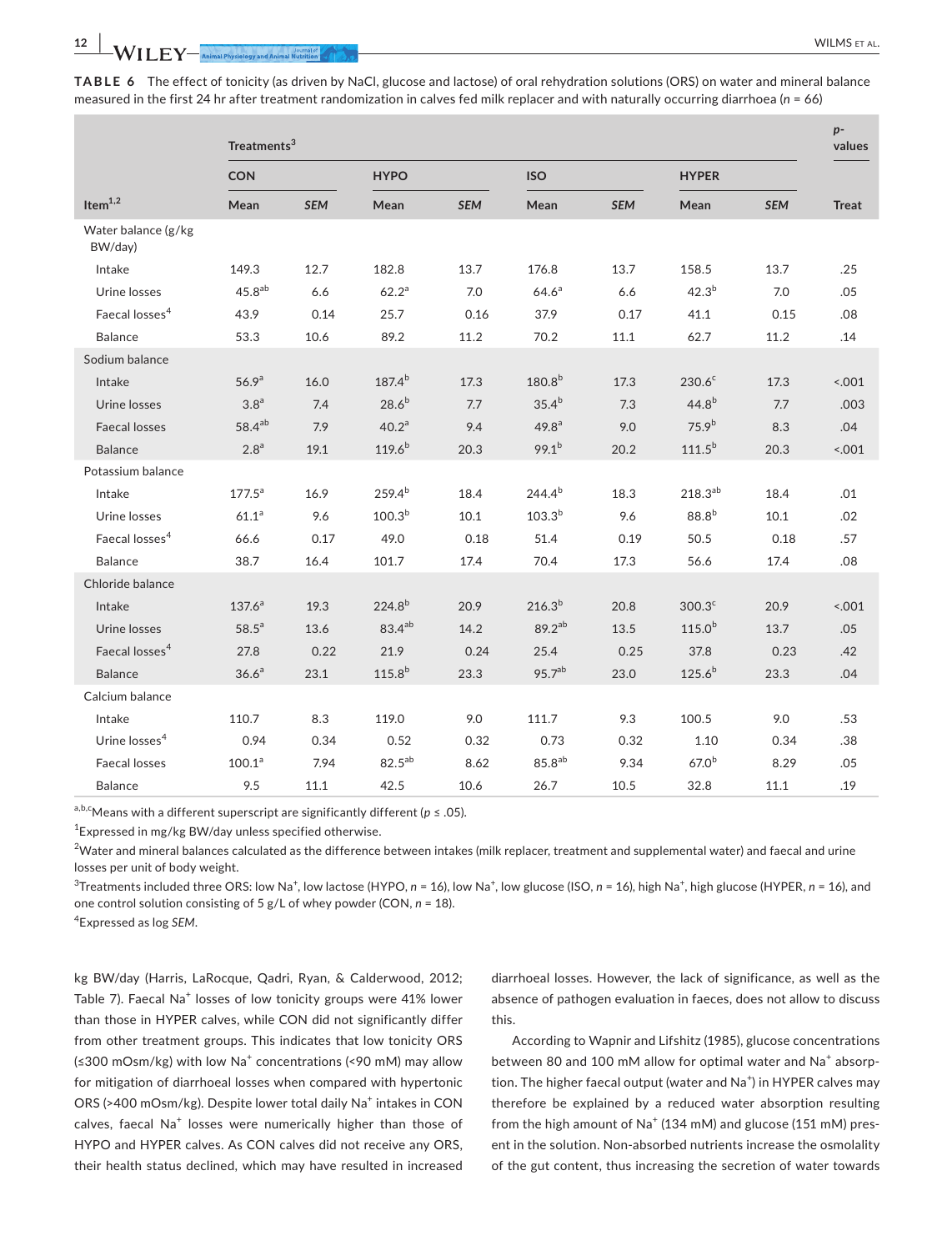**TABLE 6** The effect of tonicity (as driven by NaCl, glucose and lactose) of oral rehydration solutions (ORS) on water and mineral balance measured in the first 24 hr after treatment randomization in calves fed milk replacer and with naturally occurring diarrhoea ($n$ = 66)

| Item[1,2] | Treatments[3] | | | | | | | | *p*-values |
|---|---|---|---|---|---|---|---|---|---|
| | CON | | HYPO | | ISO | | HYPER | | |
| | Mean | *SEM* | Mean | *SEM* | Mean | *SEM* | Mean | *SEM* | Treat |
| Water balance (g/kg BW/day) | | | | | | | | | |
| Intake | 149.3 | 12.7 | 182.8 | 13.7 | 176.8 | 13.7 | 158.5 | 13.7 | .25 |
| Urine losses | 45.8[ab] | 6.6 | 62.2[a] | 7.0 | 64.6[a] | 6.6 | 42.3[b] | 7.0 | .05 |
| Faecal losses[4] | 43.9 | 0.14 | 25.7 | 0.16 | 37.9 | 0.17 | 41.1 | 0.15 | .08 |
| Balance | 53.3 | 10.6 | 89.2 | 11.2 | 70.2 | 11.1 | 62.7 | 11.2 | .14 |
| Sodium balance | | | | | | | | | |
| Intake | 56.9[a] | 16.0 | 187.4[b] | 17.3 | 180.8[b] | 17.3 | 230.6[c] | 17.3 | <.001 |
| Urine losses | 3.8[a] | 7.4 | 28.6[b] | 7.7 | 35.4[b] | 7.3 | 44.8[b] | 7.7 | .003 |
| Faecal losses | 58.4[ab] | 7.9 | 40.2[a] | 9.4 | 49.8[a] | 9.0 | 75.9[b] | 8.3 | .04 |
| Balance | 2.8[a] | 19.1 | 119.6[b] | 20.3 | 99.1[b] | 20.2 | 111.5[b] | 20.3 | <.001 |
| Potassium balance | | | | | | | | | |
| Intake | 177.5[a] | 16.9 | 259.4[b] | 18.4 | 244.4[b] | 18.3 | 218.3[ab] | 18.4 | .01 |
| Urine losses | 61.1[a] | 9.6 | 100.3[b] | 10.1 | 103.3[b] | 9.6 | 88.8[b] | 10.1 | .02 |
| Faecal losses[4] | 66.6 | 0.17 | 49.0 | 0.18 | 51.4 | 0.19 | 50.5 | 0.18 | .57 |
| Balance | 38.7 | 16.4 | 101.7 | 17.4 | 70.4 | 17.3 | 56.6 | 17.4 | .08 |
| Chloride balance | | | | | | | | | |
| Intake | 137.6[a] | 19.3 | 224.8[b] | 20.9 | 216.3[b] | 20.8 | 300.3[c] | 20.9 | <.001 |
| Urine losses | 58.5[a] | 13.6 | 83.4[ab] | 14.2 | 89.2[ab] | 13.5 | 115.0[b] | 13.7 | .05 |
| Faecal losses[4] | 27.8 | 0.22 | 21.9 | 0.24 | 25.4 | 0.25 | 37.8 | 0.23 | .42 |
| Balance | 36.6[a] | 23.1 | 115.8[b] | 23.3 | 95.7[ab] | 23.0 | 125.6[b] | 23.3 | .04 |
| Calcium balance | | | | | | | | | |
| Intake | 110.7 | 8.3 | 119.0 | 9.0 | 111.7 | 9.3 | 100.5 | 9.0 | .53 |
| Urine losses[4] | 0.94 | 0.34 | 0.52 | 0.32 | 0.73 | 0.32 | 1.10 | 0.34 | .38 |
| Faecal losses | 100.1[a] | 7.94 | 82.5[ab] | 8.62 | 85.8[ab] | 9.34 | 67.0[b] | 8.29 | .05 |
| Balance | 9.5 | 11.1 | 42.5 | 10.6 | 26.7 | 10.5 | 32.8 | 11.1 | .19 |

[a,b,c]Means with a different superscript are significantly different ($p \le .05$).

[1]Expressed in mg/kg BW/day unless specified otherwise.

[2]Water and mineral balances calculated as the difference between intakes (milk replacer, treatment and supplemental water) and faecal and urine losses per unit of body weight.

[3]Treatments included three ORS: low $Na^+$, low lactose (HYPO, $n$ = 16), low $Na^+$, low glucose (ISO, $n$ = 16), high $Na^+$, high glucose (HYPER, $n$ = 16), and one control solution consisting of 5 g/L of whey powder (CON, $n$ = 18).

[4]Expressed as log *SEM*.

kg BW/day (Harris, LaRocque, Qadri, Ryan, & Calderwood, 2012; Table 7). Faecal $Na^+$ losses of low tonicity groups were 41% lower than those in HYPER calves, while CON did not significantly differ from other treatment groups. This indicates that low tonicity ORS (≤300 mOsm/kg) with low $Na^+$ concentrations (<90 mM) may allow for mitigation of diarrhoeal losses when compared with hypertonic ORS (>400 mOsm/kg). Despite lower total daily $Na^+$ intakes in CON calves, faecal $Na^+$ losses were numerically higher than those of HYPO and HYPER calves. As CON calves did not receive any ORS, their health status declined, which may have resulted in increased diarrhoeal losses. However, the lack of significance, as well as the absence of pathogen evaluation in faeces, does not allow to discuss this.

According to Wapnir and Lifshitz (1985), glucose concentrations between 80 and 100 mM allow for optimal water and $Na^+$ absorption. The higher faecal output (water and $Na^+$) in HYPER calves may therefore be explained by a reduced water absorption resulting from the high amount of $Na^+$ (134 mM) and glucose (151 mM) present in the solution. Non-absorbed nutrients increase the osmolality of the gut content, thus increasing the secretion of water towards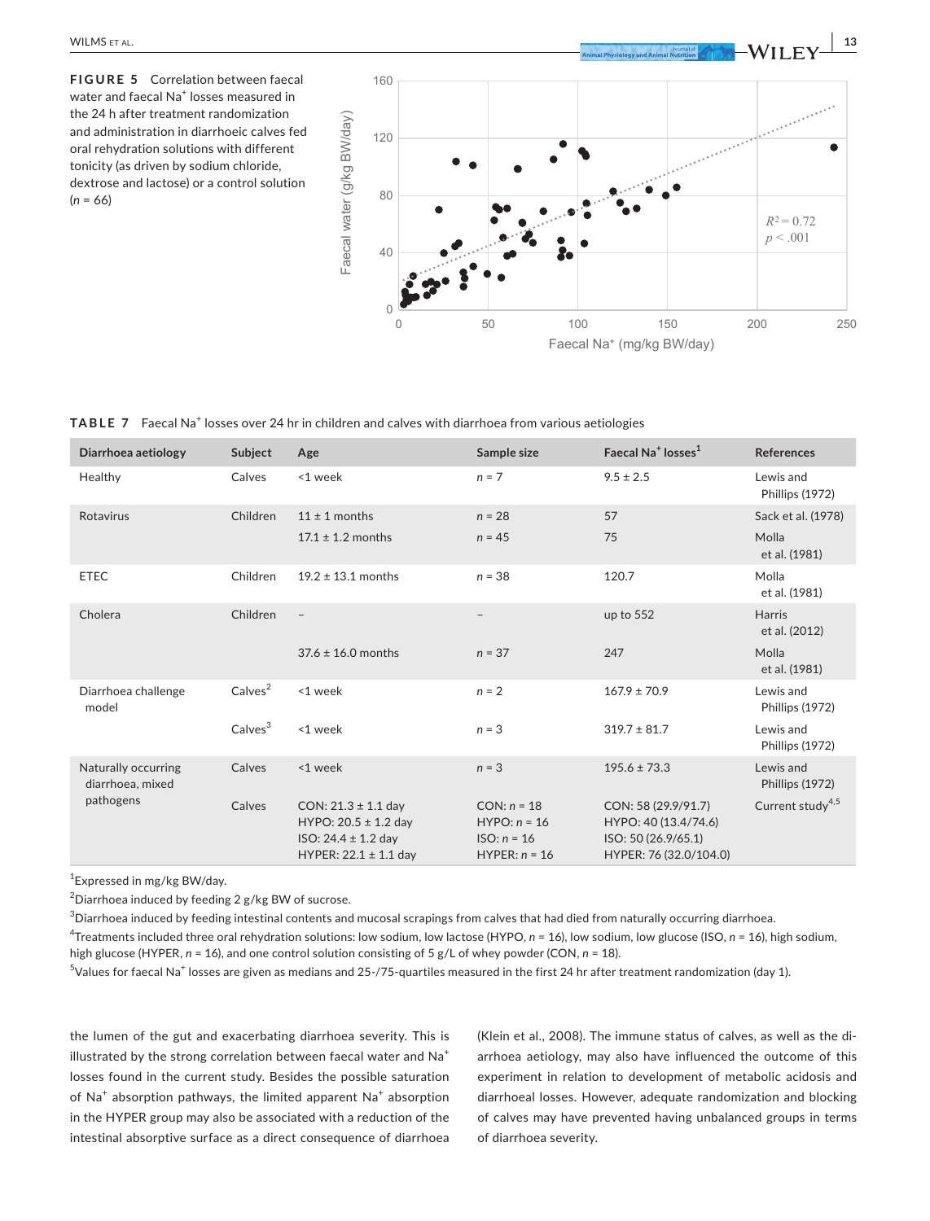**FIGURE 5** Correlation between faecal water and faecal $Na^+$ losses measured in the 24 h after treatment randomization and administration in diarrhoeic calves fed oral rehydration solutions with different tonicity (as driven by sodium chloride, dextrose and lactose) or a control solution ($n$ = 66)

**TABLE 7** Faecal $Na^+$ losses over 24 hr in children and calves with diarrhoea from various aetiologies

| Diarrhoea aetiology | Subject | Age | Sample size | Faecal $Na^+$ losses[1] | References |
|---|---|---|---|---|---|
| Healthy | Calves | <1 week | $n$ = 7 | 9.5 ± 2.5 | Lewis and Phillips (1972) |
| Rotavirus | Children | 11 ± 1 months | $n$ = 28 | 57 | Sack et al. (1978) |
| | | 17.1 ± 1.2 months | $n$ = 45 | 75 | Molla et al. (1981) |
| ETEC | Children | 19.2 ± 13.1 months | $n$ = 38 | 120.7 | Molla et al. (1981) |
| Cholera | Children | – | – | up to 552 | Harris et al. (2012) |
| | | 37.6 ± 16.0 months | $n$ = 37 | 247 | Molla et al. (1981) |
| Diarrhoea challenge model | Calves[2] | <1 week | $n$ = 2 | 167.9 ± 70.9 | Lewis and Phillips (1972) |
| | Calves[3] | <1 week | $n$ = 3 | 319.7 ± 81.7 | Lewis and Phillips (1972) |
| Naturally occurring diarrhoea, mixed pathogens | Calves | <1 week | $n$ = 3 | 195.6 ± 73.3 | Lewis and Phillips (1972) |
| | Calves | CON: 21.3 ± 1.1 day<br>HYPO: 20.5 ± 1.2 day<br>ISO: 24.4 ± 1.2 day<br>HYPER: 22.1 ± 1.1 day | CON: $n$ = 18<br>HYPO: $n$ = 16<br>ISO: $n$ = 16<br>HYPER: $n$ = 16 | CON: 58 (29.9/91.7)<br>HYPO: 40 (13.4/74.6)<br>ISO: 50 (26.9/65.1)<br>HYPER: 76 (32.0/104.0) | Current study[4,5] |

[1]Expressed in mg/kg BW/day.
[2]Diarrhoea induced by feeding 2 g/kg BW of sucrose.
[3]Diarrhoea induced by feeding intestinal contents and mucosal scrapings from calves that had died from naturally occurring diarrhoea.
[4]Treatments included three oral rehydration solutions: low sodium, low lactose (HYPO, $n$ = 16), low sodium, low glucose (ISO, $n$ = 16), high sodium, high glucose (HYPER, $n$ = 16), and one control solution consisting of 5 g/L of whey powder (CON, $n$ = 18).
[5]Values for faecal $Na^+$ losses are given as medians and 25-/75-quartiles measured in the first 24 hr after treatment randomization (day 1).

the lumen of the gut and exacerbating diarrhoea severity. This is illustrated by the strong correlation between faecal water and $Na^+$ losses found in the current study. Besides the possible saturation of $Na^+$ absorption pathways, the limited apparent $Na^+$ absorption in the HYPER group may also be associated with a reduction of the intestinal absorptive surface as a direct consequence of diarrhoea (Klein et al., 2008). The immune status of calves, as well as the diarrhoea aetiology, may also have influenced the outcome of this experiment in relation to development of metabolic acidosis and diarrhoeal losses. However, adequate randomization and blocking of calves may have prevented having unbalanced groups in terms of diarrhoea severity.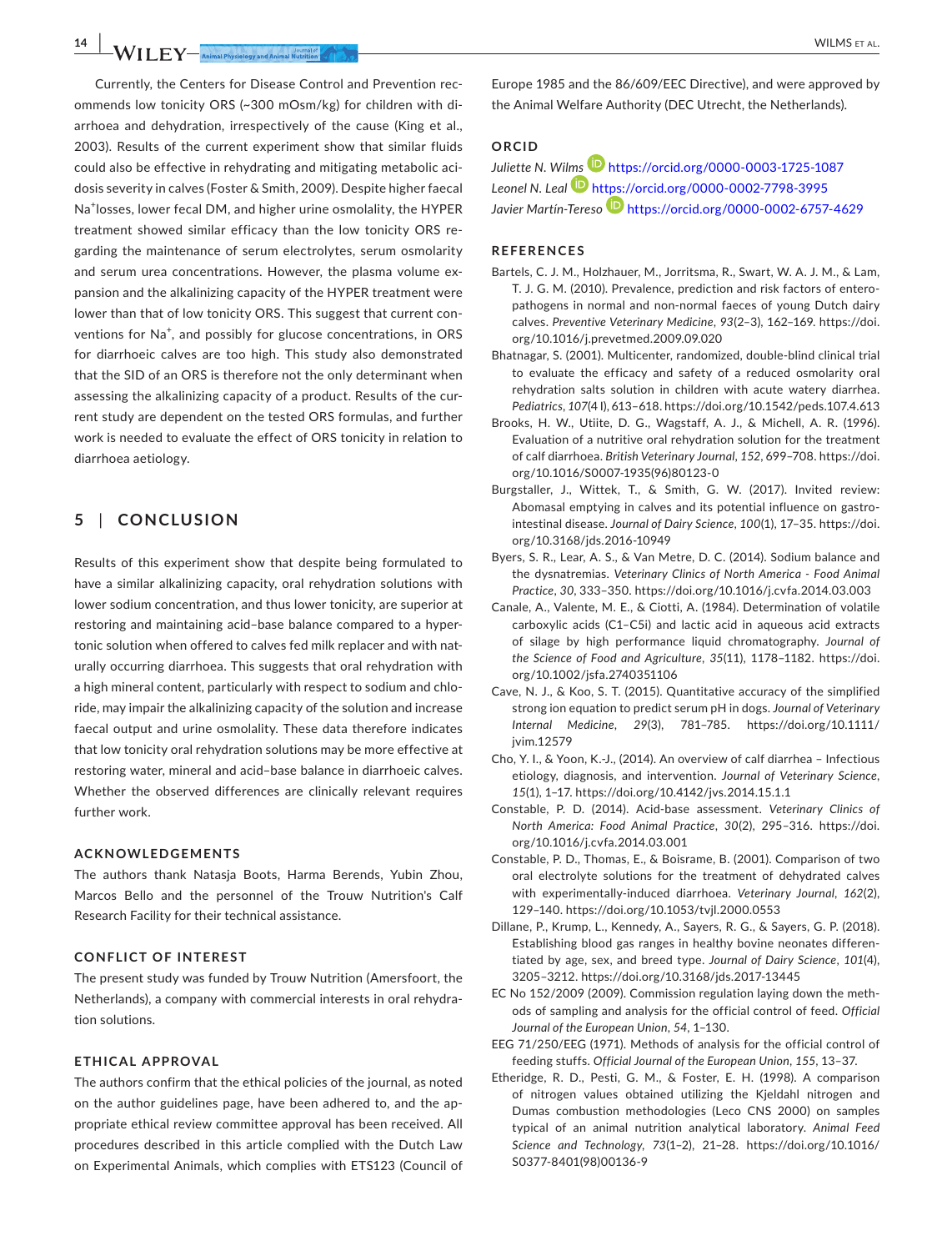Currently, the Centers for Disease Control and Prevention recommends low tonicity ORS (~300 mOsm/kg) for children with diarrhoea and dehydration, irrespectively of the cause (King et al., 2003). Results of the current experiment show that similar fluids could also be effective in rehydrating and mitigating metabolic acidosis severity in calves (Foster & Smith, 2009). Despite higher faecal $Na^+$losses, lower fecal DM, and higher urine osmolality, the HYPER treatment showed similar efficacy than the low tonicity ORS regarding the maintenance of serum electrolytes, serum osmolarity and serum urea concentrations. However, the plasma volume expansion and the alkalinizing capacity of the HYPER treatment were lower than that of low tonicity ORS. This suggest that current conventions for $Na^+$, and possibly for glucose concentrations, in ORS for diarrhoeic calves are too high. This study also demonstrated that the SID of an ORS is therefore not the only determinant when assessing the alkalinizing capacity of a product. Results of the current study are dependent on the tested ORS formulas, and further work is needed to evaluate the effect of ORS tonicity in relation to diarrhoea aetiology.

## 5 | CONCLUSION

Results of this experiment show that despite being formulated to have a similar alkalinizing capacity, oral rehydration solutions with lower sodium concentration, and thus lower tonicity, are superior at restoring and maintaining acid–base balance compared to a hypertonic solution when offered to calves fed milk replacer and with naturally occurring diarrhoea. This suggests that oral rehydration with a high mineral content, particularly with respect to sodium and chloride, may impair the alkalinizing capacity of the solution and increase faecal output and urine osmolality. These data therefore indicates that low tonicity oral rehydration solutions may be more effective at restoring water, mineral and acid–base balance in diarrhoeic calves. Whether the observed differences are clinically relevant requires further work.

### ACKNOWLEDGEMENTS

The authors thank Natasja Boots, Harma Berends, Yubin Zhou, Marcos Bello and the personnel of the Trouw Nutrition's Calf Research Facility for their technical assistance.

### CONFLICT OF INTEREST

The present study was funded by Trouw Nutrition (Amersfoort, the Netherlands), a company with commercial interests in oral rehydration solutions.

### ETHICAL APPROVAL

The authors confirm that the ethical policies of the journal, as noted on the author guidelines page, have been adhered to, and the appropriate ethical review committee approval has been received. All procedures described in this article complied with the Dutch Law on Experimental Animals, which complies with ETS123 (Council of Europe 1985 and the 86/609/EEC Directive), and were approved by the Animal Welfare Authority (DEC Utrecht, the Netherlands).

### ORCID

*Juliette N. Wilms* https://orcid.org/0000-0003-1725-1087
*Leonel N. Leal* https://orcid.org/0000-0002-7798-3995
*Javier Martín-Tereso* https://orcid.org/0000-0002-6757-4629

### REFERENCES

Bartels, C. J. M., Holzhauer, M., Jorritsma, R., Swart, W. A. J. M., & Lam, T. J. G. M. (2010). Prevalence, prediction and risk factors of enteropathogens in normal and non-normal faeces of young Dutch dairy calves. *Preventive Veterinary Medicine*, *93*(2–3), 162–169. https://doi.org/10.1016/j.prevetmed.2009.09.020

Bhatnagar, S. (2001). Multicenter, randomized, double-blind clinical trial to evaluate the efficacy and safety of a reduced osmolarity oral rehydration salts solution in children with acute watery diarrhea. *Pediatrics*, *107*(4 I), 613–618. https://doi.org/10.1542/peds.107.4.613

Brooks, H. W., Utiite, D. G., Wagstaff, A. J., & Michell, A. R. (1996). Evaluation of a nutritive oral rehydration solution for the treatment of calf diarrhoea. *British Veterinary Journal*, *152*, 699–708. https://doi.org/10.1016/S0007-1935(96)80123-0

Burgstaller, J., Wittek, T., & Smith, G. W. (2017). Invited review: Abomasal emptying in calves and its potential influence on gastrointestinal disease. *Journal of Dairy Science*, *100*(1), 17–35. https://doi.org/10.3168/jds.2016-10949

Byers, S. R., Lear, A. S., & Van Metre, D. C. (2014). Sodium balance and the dysnatremias. *Veterinary Clinics of North America - Food Animal Practice*, *30*, 333–350. https://doi.org/10.1016/j.cvfa.2014.03.003

Canale, A., Valente, M. E., & Ciotti, A. (1984). Determination of volatile carboxylic acids (C1–C5i) and lactic acid in aqueous acid extracts of silage by high performance liquid chromatography. *Journal of the Science of Food and Agriculture*, *35*(11), 1178–1182. https://doi.org/10.1002/jsfa.2740351106

Cave, N. J., & Koo, S. T. (2015). Quantitative accuracy of the simplified strong ion equation to predict serum pH in dogs. *Journal of Veterinary Internal Medicine*, *29*(3), 781–785. https://doi.org/10.1111/jvim.12579

Cho, Y. I., & Yoon, K.-J., (2014). An overview of calf diarrhea – Infectious etiology, diagnosis, and intervention. *Journal of Veterinary Science*, *15*(1), 1–17. https://doi.org/10.4142/jvs.2014.15.1.1

Constable, P. D. (2014). Acid-base assessment. *Veterinary Clinics of North America: Food Animal Practice*, *30*(2), 295–316. https://doi.org/10.1016/j.cvfa.2014.03.001

Constable, P. D., Thomas, E., & Boisrame, B. (2001). Comparison of two oral electrolyte solutions for the treatment of dehydrated calves with experimentally-induced diarrhoea. *Veterinary Journal*, *162*(2), 129–140. https://doi.org/10.1053/tvjl.2000.0553

Dillane, P., Krump, L., Kennedy, A., Sayers, R. G., & Sayers, G. P. (2018). Establishing blood gas ranges in healthy bovine neonates differentiated by age, sex, and breed type. *Journal of Dairy Science*, *101*(4), 3205–3212. https://doi.org/10.3168/jds.2017-13445

EC No 152/2009 (2009). Commission regulation laying down the methods of sampling and analysis for the official control of feed. *Official Journal of the European Union*, *54*, 1–130.

EEG 71/250/EEG (1971). Methods of analysis for the official control of feeding stuffs. *Official Journal of the European Union*, *155*, 13–37.

Etheridge, R. D., Pesti, G. M., & Foster, E. H. (1998). A comparison of nitrogen values obtained utilizing the Kjeldahl nitrogen and Dumas combustion methodologies (Leco CNS 2000) on samples typical of an animal nutrition analytical laboratory. *Animal Feed Science and Technology*, *73*(1–2), 21–28. https://doi.org/10.1016/S0377-8401(98)00136-9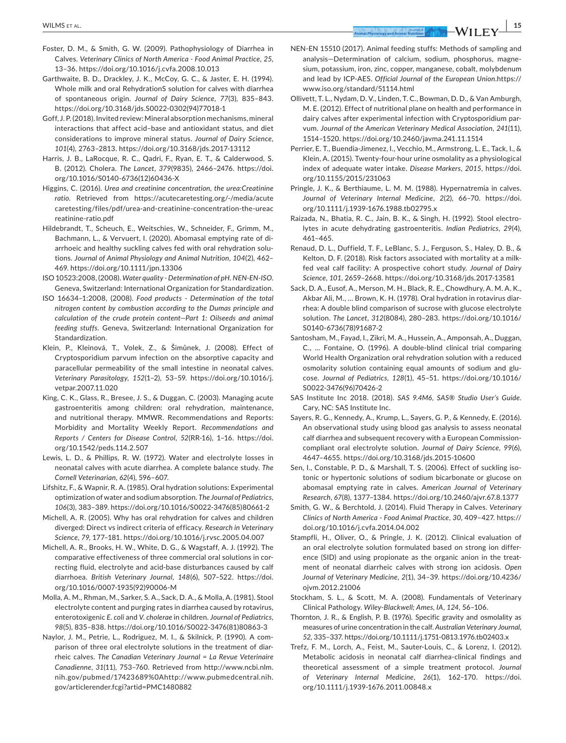Foster, D. M., & Smith, G. W. (2009). Pathophysiology of Diarrhea in Calves. *Veterinary Clinics of North America - Food Animal Practice*, *25*, 13–36. https://doi.org/10.1016/j.cvfa.2008.10.013

Garthwaite, B. D., Drackley, J. K., McCoy, G. C., & Jaster, E. H. (1994). Whole milk and oral RehydrationS solution for calves with diarrhea of spontaneous origin. *Journal of Dairy Science*, *77*(3), 835–843. https://doi.org/10.3168/jds.S0022-0302(94)77018-1

Goff, J. P. (2018). Invited review: Mineral absorption mechanisms, mineral interactions that affect acid–base and antioxidant status, and diet considerations to improve mineral status. *Journal of Dairy Science*, *101*(4), 2763–2813. https://doi.org/10.3168/jds.2017-13112

Harris, J. B., LaRocque, R. C., Qadri, F., Ryan, E. T., & Calderwood, S. B. (2012). Cholera. *The Lancet*, *379*(9835), 2466–2476. https://doi.org/10.1016/S0140-6736(12)60436-X

Higgins, C. (2016). *Urea and creatinine concentration, the urea:Creatinine ratio.* Retrieved from https://acutecaretesting.org/-/media/acutecaretesting/files/pdf/urea-and-creatinine-concentration-the-ureacreatinine-ratio.pdf

Hildebrandt, T., Scheuch, E., Weitschies, W., Schneider, F., Grimm, M., Bachmann, L., & Vervuert, I. (2020). Abomasal emptying rate of diarrhoeic and healthy suckling calves fed with oral rehydration solutions. *Journal of Animal Physiology and Animal Nutrition*, *104*(2), 462–469. https://doi.org/10.1111/jpn.13306

ISO 10523:2008, (2008). *Water quality - Determination of pH. NEN-EN-ISO*. Geneva, Switzerland: International Organization for Standardization.

ISO 16634–1:2008, (2008). *Food products - Determination of the total nitrogen content by combustion according to the Dumas principle and calculation of the crude protein content—Part 1: Oilseeds and animal feeding stuffs*. Geneva, Switzerland: International Organization for Standardization.

Klein, P., Kleinová, T., Volek, Z., & Šimůnek, J. (2008). Effect of Cryptosporidium parvum infection on the absorptive capacity and paracellular permeability of the small intestine in neonatal calves. *Veterinary Parasitology*, *152*(1–2), 53–59. https://doi.org/10.1016/j.vetpar.2007.11.020

King, C. K., Glass, R., Bresee, J. S., & Duggan, C. (2003). Managing acute gastroenteritis among children: oral rehydration, maintenance, and nutritional therapy. MMWR. Recommendations and Reports: Morbidity and Mortality Weekly Report. *Recommendations and Reports / Centers for Disease Control*, *52*(RR-16), 1–16. https://doi.org/10.1542/peds.114.2.507

Lewis, L. D., & Phillips, R. W. (1972). Water and electrolyte losses in neonatal calves with acute diarrhea. A complete balance study. *The Cornell Veterinarian*, *62*(4), 596–607.

Lifshitz, F., & Wapnir, R. A. (1985). Oral hydration solutions: Experimental optimization of water and sodium absorption. *The Journal of Pediatrics*, *106*(3), 383–389. https://doi.org/10.1016/S0022-3476(85)80661-2

Michell, A. R. (2005). Why has oral rehydration for calves and children diverged: Direct vs indirect criteria of efficacy. *Research in Veterinary Science*, *79*, 177–181. https://doi.org/10.1016/j.rvsc.2005.04.007

Michell, A. R., Brooks, H. W., White, D. G., & Wagstaff, A. J. (1992). The comparative effectiveness of three commercial oral solutions in correcting fluid, electrolyte and acid-base disturbances caused by calf diarrhoea. *British Veterinary Journal*, *148*(6), 507–522. https://doi.org/10.1016/0007-1935(92)90006-M

Molla, A. M., Rhman, M., Sarker, S. A., Sack, D. A., & Molla, A. (1981). Stool electrolyte content and purging rates in diarrhea caused by rotavirus, enterotoxigenic *E. coli* and *V. cholerae* in children. *Journal of Pediatrics*, *98*(5), 835–838. https://doi.org/10.1016/S0022-3476(81)80863-3

Naylor, J. M., Petrie, L., Rodriguez, M. I., & Skilnick, P. (1990). A comparison of three oral electrolyte solutions in the treatment of diarrheic calves. *The Canadian Veterinary Journal = La Revue Veterinaire Canadienne*, *31*(11), 753–760. Retrieved from http://www.ncbi.nlm.nih.gov/pubmed/17423689%0Ahttp://www.pubmedcentral.nih.gov/articlerender.fcgi?artid=PMC1480882

NEN-EN 15510 (2017). Animal feeding stuffs: Methods of sampling and analysis—Determination of calcium, sodium, phosphorus, magnesium, potassium, iron, zinc, copper, manganese, cobalt, molybdenum and lead by ICP-AES. *Official Journal of the European Union*.https://www.iso.org/standard/51114.html

Ollivett, T. L., Nydam, D. V., Linden, T. C., Bowman, D. D., & Van Amburgh, M. E. (2012). Effect of nutritional plane on health and performance in dairy calves after experimental infection with Cryptosporidium parvum. *Journal of the American Veterinary Medical Association*, *241*(11), 1514–1520. https://doi.org/10.2460/javma.241.11.1514

Perrier, E. T., Buendia-Jimenez, I., Vecchio, M., Armstrong, L. E., Tack, I., & Klein, A. (2015). Twenty-four-hour urine osmolality as a physiological index of adequate water intake. *Disease Markers*, *2015*, https://doi.org/10.1155/2015/231063

Pringle, J. K., & Berthiaume, L. M. M. (1988). Hypernatremia in calves. *Journal of Veterinary Internal Medicine*, *2*(2), 66–70. https://doi.org/10.1111/j.1939-1676.1988.tb02795.x

Raizada, N., Bhatia, R. C., Jain, B. K., & Singh, H. (1992). Stool electrolytes in acute dehydrating gastroenteritis. *Indian Pediatrics*, *29*(4), 461–465.

Renaud, D. L., Duffield, T. F., LeBlanc, S. J., Ferguson, S., Haley, D. B., & Kelton, D. F. (2018). Risk factors associated with mortality at a milk-fed veal calf facility: A prospective cohort study. *Journal of Dairy Science*, *101*, 2659–2668. https://doi.org/10.3168/jds.2017-13581

Sack, D. A., Eusof, A., Merson, M. H., Black, R. E., Chowdhury, A. M. A. K., Akbar Ali, M., … Brown, K. H. (1978). Oral hydration in rotavirus diarrhea: A double blind comparison of sucrose with glucose electrolyte solution. *The Lancet*, *312*(8084), 280–283. https://doi.org/10.1016/S0140-6736(78)91687-2

Santosham, M., Fayad, I., Zikri, M. A., Hussein, A., Amponsah, A., Duggan, C., … Fontaine, O. (1996). A double-blind clinical trial comparing World Health Organization oral rehydration solution with a reduced osmolarity solution containing equal amounts of sodium and glucose. *Journal of Pediatrics*, *128*(1), 45–51. https://doi.org/10.1016/S0022-3476(96)70426-2

SAS Institute Inc 2018. (2018). *SAS 9.4M6, SAS® Studio User's Guide*. Cary, NC: SAS Institute Inc.

Sayers, R. G., Kennedy, A., Krump, L., Sayers, G. P., & Kennedy, E. (2016). An observational study using blood gas analysis to assess neonatal calf diarrhea and subsequent recovery with a European Commission-compliant oral electrolyte solution. *Journal of Dairy Science*, *99*(6), 4647–4655. https://doi.org/10.3168/jds.2015-10600

Sen, I., Constable, P. D., & Marshall, T. S. (2006). Effect of suckling isotonic or hypertonic solutions of sodium bicarbonate or glucose on abomasal emptying rate in calves. *American Journal of Veterinary Research*, *67*(8), 1377–1384. https://doi.org/10.2460/ajvr.67.8.1377

Smith, G. W., & Berchtold, J. (2014). Fluid Therapy in Calves. *Veterinary Clinics of North America - Food Animal Practice*, *30*, 409–427. https://doi.org/10.1016/j.cvfa.2014.04.002

Stampfli, H., Oliver, O., & Pringle, J. K. (2012). Clinical evaluation of an oral electrolyte solution formulated based on strong ion difference (SID) and using propionate as the organic anion in the treatment of neonatal diarrheic calves with strong ion acidosis. *Open Journal of Veterinary Medicine*, *2*(1), 34–39. https://doi.org/10.4236/ojvm.2012.21006

Stockham, S. L., & Scott, M. A. (2008). Fundamentals of Veterinary Clinical Pathology. *Wiley-Blackwell; Ames, IA*, *124*, 56–106.

Thornton, J. R., & English, P. B. (1976). Specific gravity and osmolality as measures of urine concentration in the calf. *Australian Veterinary Journal*, *52*, 335–337. https://doi.org/10.1111/j.1751-0813.1976.tb02403.x

Trefz, F. M., Lorch, A., Feist, M., Sauter-Louis, C., & Lorenz, I. (2012). Metabolic acidosis in neonatal calf diarrhea-clinical findings and theoretical assessment of a simple treatment protocol. *Journal of Veterinary Internal Medicine*, *26*(1), 162–170. https://doi.org/10.1111/j.1939-1676.2011.00848.x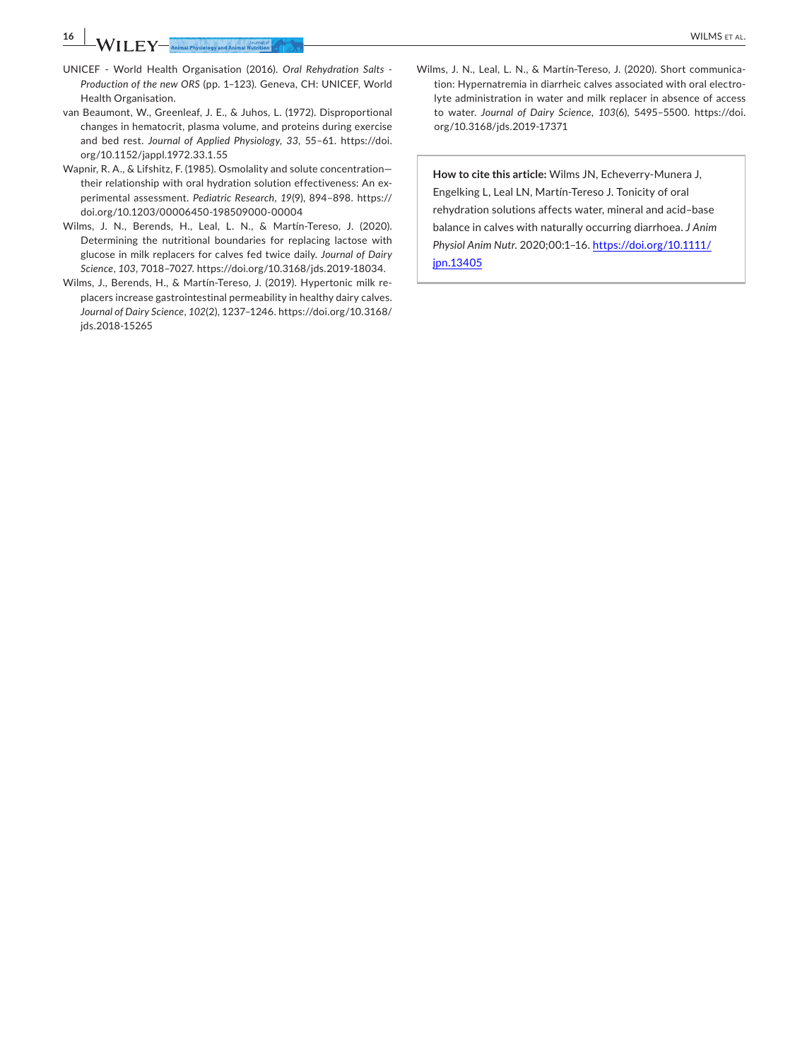UNICEF - World Health Organisation (2016). *Oral Rehydration Salts - Production of the new ORS* (pp. 1–123). Geneva, CH: UNICEF, World Health Organisation.

van Beaumont, W., Greenleaf, J. E., & Juhos, L. (1972). Disproportional changes in hematocrit, plasma volume, and proteins during exercise and bed rest. *Journal of Applied Physiology*, *33*, 55–61. https://doi.org/10.1152/jappl.1972.33.1.55

Wapnir, R. A., & Lifshitz, F. (1985). Osmolality and solute concentration—their relationship with oral hydration solution effectiveness: An experimental assessment. *Pediatric Research*, *19*(9), 894–898. https://doi.org/10.1203/00006450-198509000-00004

Wilms, J. N., Berends, H., Leal, L. N., & Martín-Tereso, J. (2020). Determining the nutritional boundaries for replacing lactose with glucose in milk replacers for calves fed twice daily. *Journal of Dairy Science*, *103*, 7018–7027. https://doi.org/10.3168/jds.2019-18034.

Wilms, J., Berends, H., & Martín-Tereso, J. (2019). Hypertonic milk replacers increase gastrointestinal permeability in healthy dairy calves. *Journal of Dairy Science*, *102*(2), 1237–1246. https://doi.org/10.3168/jds.2018-15265

Wilms, J. N., Leal, L. N., & Martín-Tereso, J. (2020). Short communication: Hypernatremia in diarrheic calves associated with oral electrolyte administration in water and milk replacer in absence of access to water. *Journal of Dairy Science*, *103*(6), 5495–5500. https://doi.org/10.3168/jds.2019-17371

**How to cite this article:** Wilms JN, Echeverry-Munera J, Engelking L, Leal LN, Martín-Tereso J. Tonicity of oral rehydration solutions affects water, mineral and acid–base balance in calves with naturally occurring diarrhoea. *J Anim Physiol Anim Nutr*. 2020;00:1–16. https://doi.org/10.1111/jpn.13405